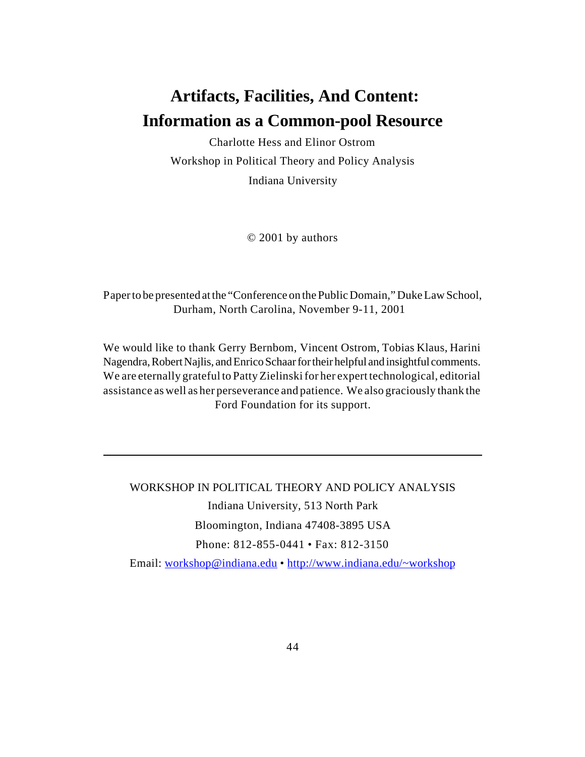# Artifacts, Facilities, And Content: Information as a Common-pool Resource

Charlotte Hess and Elinor Ostrom

Workshop in Political Theory and Policy Analysis

Indiana University

© 2001 by authors

Paper to be presented at the "Conference on the Public Domain," Duke Law School, Durham, North Carolina, November 9-11, 2001

We would like to thank Gerry Bernbom, Vincent Ostrom, Tobias Klaus, Harini Nagendra, Robert Najlis, and Enrico Schaar for their helpful and insightful comments. We are eternally grateful to Patty Zielinski for her expert technological, editorial assistance as well as her perseverance and patience. We also graciously thank the Ford Foundation for its support.

---

WORKSHOP IN POLITICAL THEORY AND POLICY ANALYSIS

Indiana University, 513 North Park

Bloomington, Indiana 47408-3895 USA

Phone: 812-855-0441 • Fax: 812-3150

Email: workshop@indiana.edu • http://www.indiana.edu/~workshop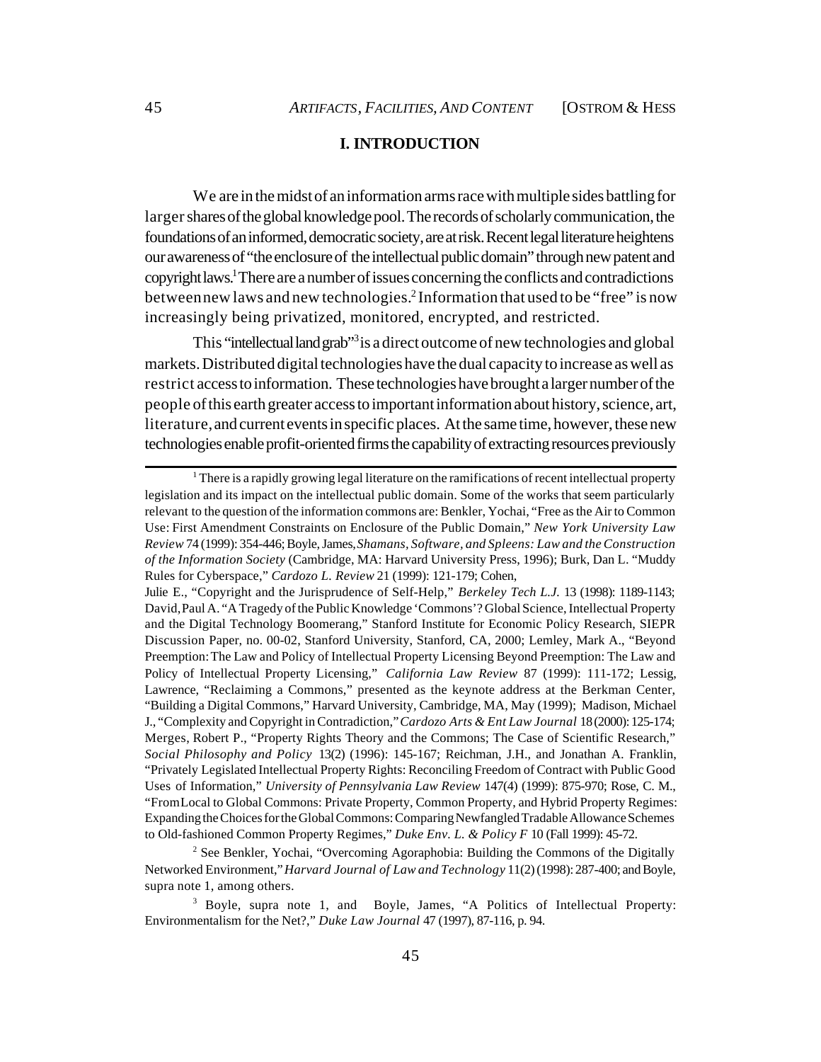## I. INTRODUCTION

We are in the midst of an information arms race with multiple sides battling for larger shares of the global knowledge pool. The records of scholarly communication, the foundations of an informed, democratic society, are at risk. Recent legal literature heightens our awareness of "the enclosure of the intellectual public domain" through new patent and copyright laws.[1] There are a number of issues concerning the conflicts and contradictions between new laws and new technologies.[2] Information that used to be "free" is now increasingly being privatized, monitored, encrypted, and restricted.

This "intellectual land grab"[3] is a direct outcome of new technologies and global markets. Distributed digital technologies have the dual capacity to increase as well as restrict access to information. These technologies have brought a larger number of the people of this earth greater access to important information about history, science, art, literature, and current events in specific places. At the same time, however, these new technologies enable profit-oriented firms the capability of extracting resources previously

---

[1] There is a rapidly growing legal literature on the ramifications of recent intellectual property legislation and its impact on the intellectual public domain. Some of the works that seem particularly relevant to the question of the information commons are: Benkler, Yochai, "Free as the Air to Common Use: First Amendment Constraints on Enclosure of the Public Domain," *New York University Law Review* 74 (1999): 354-446; Boyle, James, *Shamans, Software, and Spleens: Law and the Construction of the Information Society* (Cambridge, MA: Harvard University Press, 1996); Burk, Dan L. "Muddy Rules for Cyberspace," *Cardozo L. Review* 21 (1999): 121-179; Cohen, Julie E., "Copyright and the Jurisprudence of Self-Help," *Berkeley Tech L.J.* 13 (1998): 1189-1143; David, Paul A. "A Tragedy of the Public Knowledge 'Commons'? Global Science, Intellectual Property and the Digital Technology Boomerang," Stanford Institute for Economic Policy Research, SIEPR Discussion Paper, no. 00-02, Stanford University, Stanford, CA, 2000; Lemley, Mark A., "Beyond Preemption: The Law and Policy of Intellectual Property Licensing Beyond Preemption: The Law and Policy of Intellectual Property Licensing," *California Law Review* 87 (1999): 111-172; Lessig, Lawrence, "Reclaiming a Commons," presented as the keynote address at the Berkman Center, "Building a Digital Commons," Harvard University, Cambridge, MA, May (1999); Madison, Michael J., "Complexity and Copyright in Contradiction," *Cardozo Arts & Ent Law Journal* 18 (2000): 125-174; Merges, Robert P., "Property Rights Theory and the Commons; The Case of Scientific Research," *Social Philosophy and Policy* 13(2) (1996): 145-167; Reichman, J.H., and Jonathan A. Franklin, "Privately Legislated Intellectual Property Rights: Reconciling Freedom of Contract with Public Good Uses of Information," *University of Pennsylvania Law Review* 147(4) (1999): 875-970; Rose, C. M., "From Local to Global Commons: Private Property, Common Property, and Hybrid Property Regimes: Expanding the Choices for the Global Commons: Comparing Newfangled Tradable Allowance Schemes to Old-fashioned Common Property Regimes," *Duke Env. L. & Policy F* 10 (Fall 1999): 45-72.

[2] See Benkler, Yochai, "Overcoming Agoraphobia: Building the Commons of the Digitally Networked Environment," *Harvard Journal of Law and Technology* 11(2) (1998): 287-400; and Boyle, supra note 1, among others.

[3] Boyle, supra note 1, and Boyle, James, "A Politics of Intellectual Property: Environmentalism for the Net?," *Duke Law Journal* 47 (1997), 87-116, p. 94.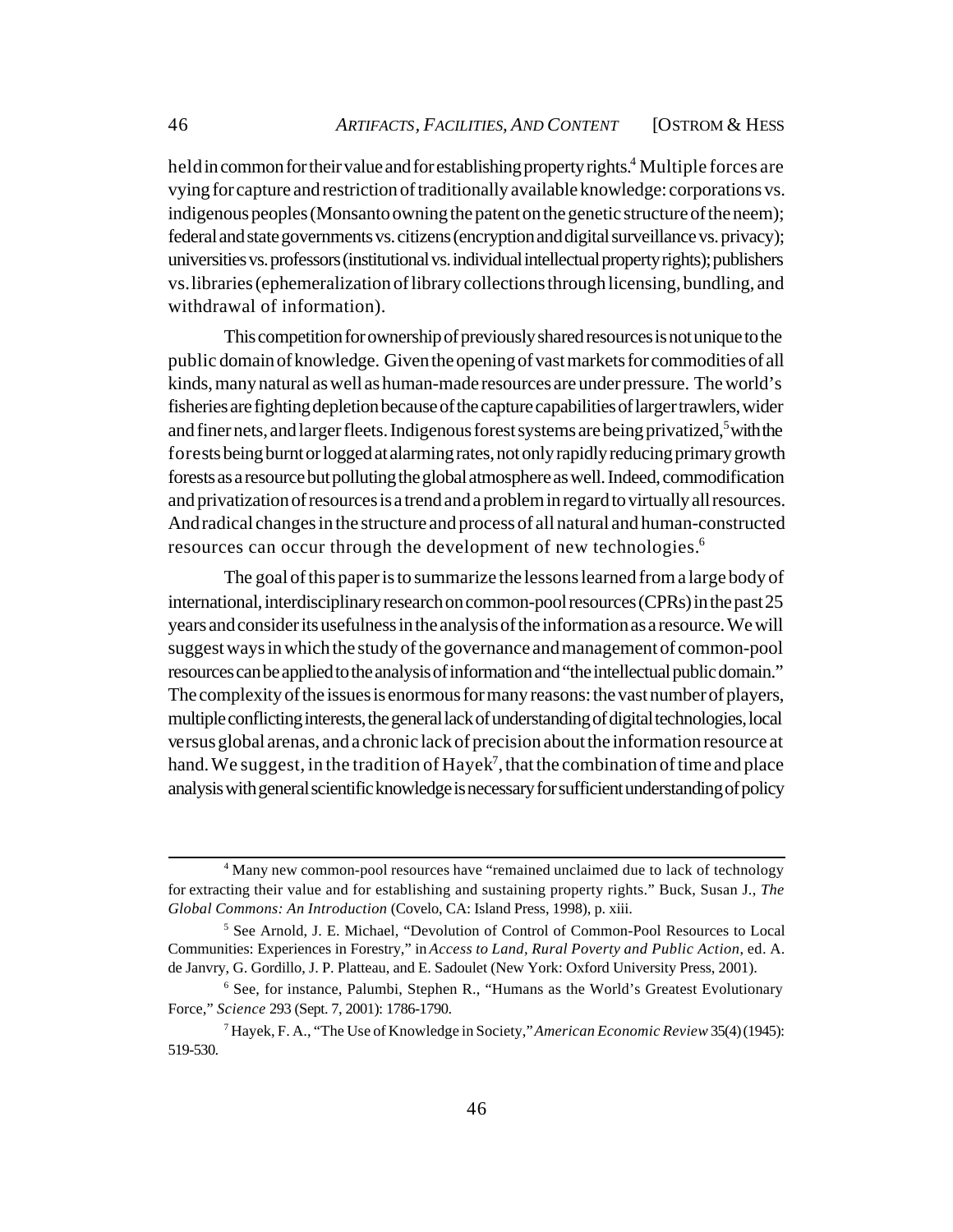held in common for their value and for establishing property rights.[4] Multiple forces are vying for capture and restriction of traditionally available knowledge: corporations vs. indigenous peoples (Monsanto owning the patent on the genetic structure of the neem); federal and state governments vs. citizens (encryption and digital surveillance vs. privacy); universities vs. professors (institutional vs. individual intellectual property rights); publishers vs. libraries (ephemeralization of library collections through licensing, bundling, and withdrawal of information).

This competition for ownership of previously shared resources is not unique to the public domain of knowledge. Given the opening of vast markets for commodities of all kinds, many natural as well as human-made resources are under pressure. The world's fisheries are fighting depletion because of the capture capabilities of larger trawlers, wider and finer nets, and larger fleets. Indigenous forest systems are being privatized,[5] with the forests being burnt or logged at alarming rates, not only rapidly reducing primary growth forests as a resource but polluting the global atmosphere as well. Indeed, commodification and privatization of resources is a trend and a problem in regard to virtually all resources. And radical changes in the structure and process of all natural and human-constructed resources can occur through the development of new technologies.[6]

The goal of this paper is to summarize the lessons learned from a large body of international, interdisciplinary research on common-pool resources (CPRs) in the past 25 years and consider its usefulness in the analysis of the information as a resource. We will suggest ways in which the study of the governance and management of common-pool resources can be applied to the analysis of information and "the intellectual public domain." The complexity of the issues is enormous for many reasons: the vast number of players, multiple conflicting interests, the general lack of understanding of digital technologies, local versus global arenas, and a chronic lack of precision about the information resource at hand. We suggest, in the tradition of Hayek[7], that the combination of time and place analysis with general scientific knowledge is necessary for sufficient understanding of policy

---

[4] Many new common-pool resources have "remained unclaimed due to lack of technology for extracting their value and for establishing and sustaining property rights." Buck, Susan J., *The Global Commons: An Introduction* (Covelo, CA: Island Press, 1998), p. xiii.

[5] See Arnold, J. E. Michael, "Devolution of Control of Common-Pool Resources to Local Communities: Experiences in Forestry," in *Access to Land, Rural Poverty and Public Action*, ed. A. de Janvry, G. Gordillo, J. P. Platteau, and E. Sadoulet (New York: Oxford University Press, 2001).

[6] See, for instance, Palumbi, Stephen R., "Humans as the World's Greatest Evolutionary Force," *Science* 293 (Sept. 7, 2001): 1786-1790.

[7] Hayek, F. A., "The Use of Knowledge in Society," *American Economic Review* 35(4) (1945): 519-530.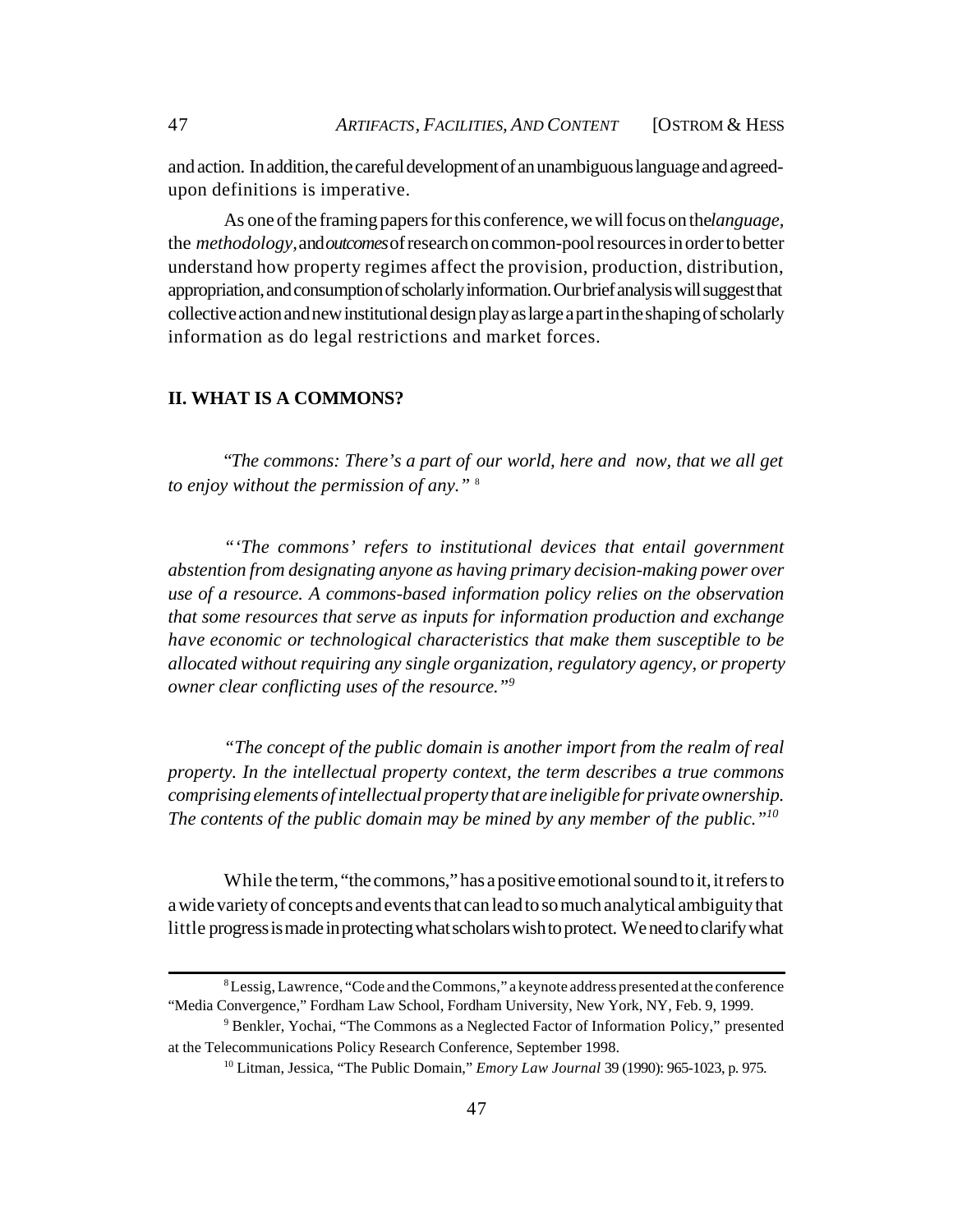and action. In addition, the careful development of an unambiguous language and agreed-upon definitions is imperative.

As one of the framing papers for this conference, we will focus on the *language*, the *methodology*, and *outcomes* of research on common-pool resources in order to better understand how property regimes affect the provision, production, distribution, appropriation, and consumption of scholarly information. Our brief analysis will suggest that collective action and new institutional design play as large a part in the shaping of scholarly information as do legal restrictions and market forces.

## II. WHAT IS A COMMONS?

*"The commons: There's a part of our world, here and now, that we all get to enjoy without the permission of any."* [8]

*"'The commons' refers to institutional devices that entail government abstention from designating anyone as having primary decision-making power over use of a resource. A commons-based information policy relies on the observation that some resources that serve as inputs for information production and exchange have economic or technological characteristics that make them susceptible to be allocated without requiring any single organization, regulatory agency, or property owner clear conflicting uses of the resource."*[9]

*"The concept of the public domain is another import from the realm of real property. In the intellectual property context, the term describes a true commons comprising elements of intellectual property that are ineligible for private ownership. The contents of the public domain may be mined by any member of the public."*[10]

While the term, "the commons," has a positive emotional sound to it, it refers to a wide variety of concepts and events that can lead to so much analytical ambiguity that little progress is made in protecting what scholars wish to protect. We need to clarify what

---

[8] Lessig, Lawrence, "Code and the Commons," a keynote address presented at the conference "Media Convergence," Fordham Law School, Fordham University, New York, NY, Feb. 9, 1999.

[9] Benkler, Yochai, "The Commons as a Neglected Factor of Information Policy," presented at the Telecommunications Policy Research Conference, September 1998.

[10] Litman, Jessica, "The Public Domain," *Emory Law Journal* 39 (1990): 965-1023, p. 975.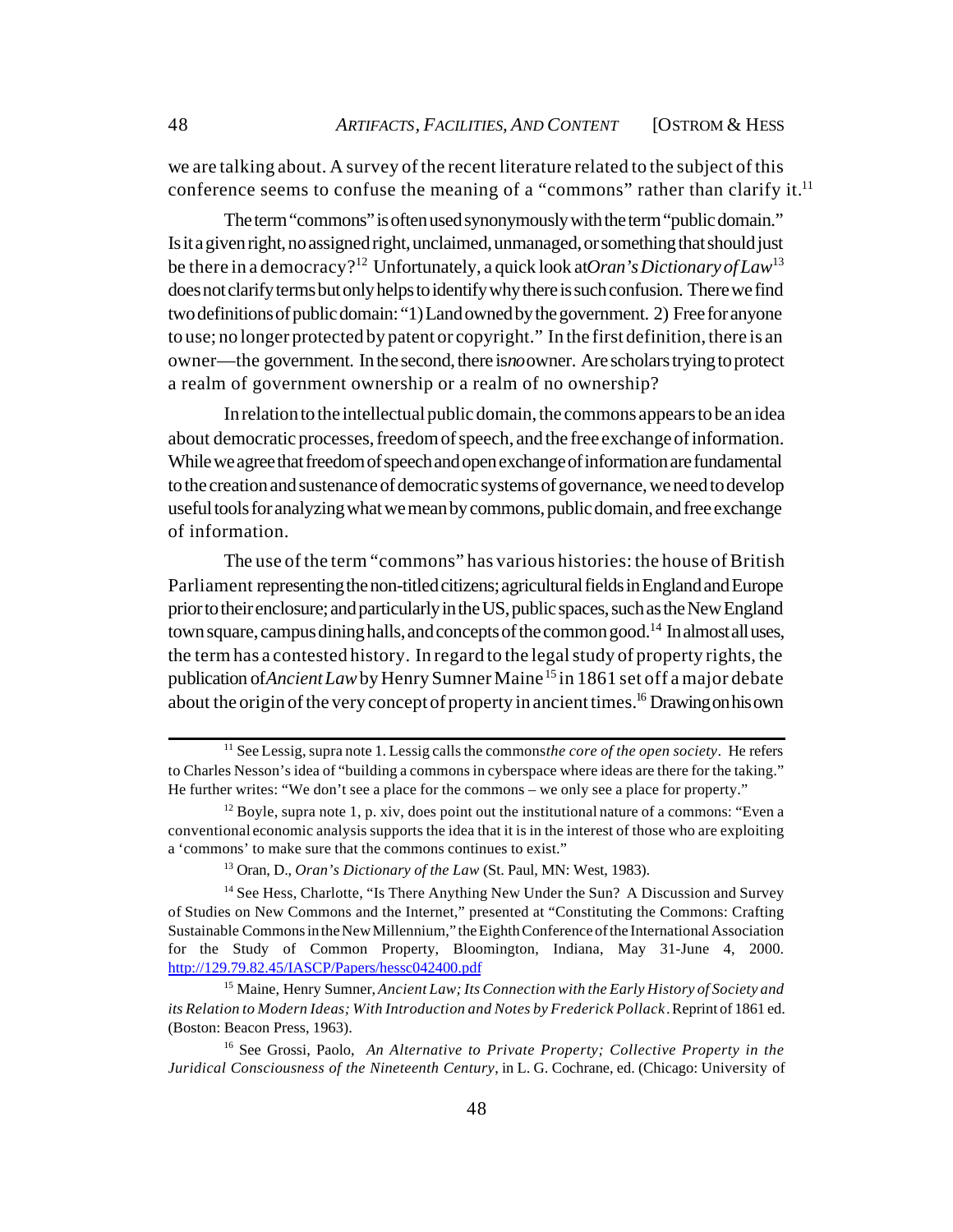we are talking about. A survey of the recent literature related to the subject of this conference seems to confuse the meaning of a "commons" rather than clarify it.[11]

The term "commons" is often used synonymously with the term "public domain." Is it a given right, no assigned right, unclaimed, unmanaged, or something that should just be there in a democracy?[12] Unfortunately, a quick look at *Oran's Dictionary of Law*[13] does not clarify terms but only helps to identify why there is such confusion. There we find two definitions of public domain: "1) Land owned by the government. 2) Free for anyone to use; no longer protected by patent or copyright." In the first definition, there is an owner—the government. In the second, there is *no* owner. Are scholars trying to protect a realm of government ownership or a realm of no ownership?

In relation to the intellectual public domain, the commons appears to be an idea about democratic processes, freedom of speech, and the free exchange of information. While we agree that freedom of speech and open exchange of information are fundamental to the creation and sustenance of democratic systems of governance, we need to develop useful tools for analyzing what we mean by commons, public domain, and free exchange of information.

The use of the term "commons" has various histories: the house of British Parliament representing the non-titled citizens; agricultural fields in England and Europe prior to their enclosure; and particularly in the US, public spaces, such as the New England town square, campus dining halls, and concepts of the common good.[14] In almost all uses, the term has a contested history. In regard to the legal study of property rights, the publication of *Ancient Law* by Henry Sumner Maine[15] in 1861 set off a major debate about the origin of the very concept of property in ancient times.[16] Drawing on his own

---

[11] See Lessig, supra note 1. Lessig calls the commons *the core of the open society*. He refers to Charles Nesson's idea of "building a commons in cyberspace where ideas are there for the taking." He further writes: "We don't see a place for the commons – we only see a place for property."

[12] Boyle, supra note 1, p. xiv, does point out the institutional nature of a commons: "Even a conventional economic analysis supports the idea that it is in the interest of those who are exploiting a 'commons' to make sure that the commons continues to exist."

[13] Oran, D., *Oran's Dictionary of the Law* (St. Paul, MN: West, 1983).

[14] See Hess, Charlotte, "Is There Anything New Under the Sun? A Discussion and Survey of Studies on New Commons and the Internet," presented at "Constituting the Commons: Crafting Sustainable Commons in the New Millennium," the Eighth Conference of the International Association for the Study of Common Property, Bloomington, Indiana, May 31-June 4, 2000. http://129.79.82.45/IASCP/Papers/hessc042400.pdf

[15] Maine, Henry Sumner, *Ancient Law; Its Connection with the Early History of Society and its Relation to Modern Ideas; With Introduction and Notes by Frederick Pollack*. Reprint of 1861 ed. (Boston: Beacon Press, 1963).

[16] See Grossi, Paolo, *An Alternative to Private Property; Collective Property in the Juridical Consciousness of the Nineteenth Century*, in L. G. Cochrane, ed. (Chicago: University of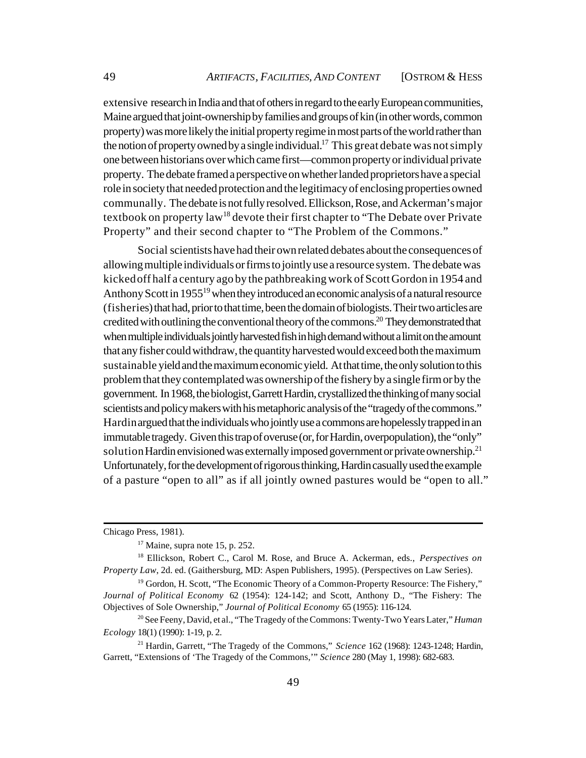extensive research in India and that of others in regard to the early European communities, Maine argued that joint-ownership by families and groups of kin (in other words, common property) was more likely the initial property regime in most parts of the world rather than the notion of property owned by a single individual.[17] This great debate was not simply one between historians over which came first—common property or individual private property. The debate framed a perspective on whether landed proprietors have a special role in society that needed protection and the legitimacy of enclosing properties owned communally. The debate is not fully resolved. Ellickson, Rose, and Ackerman's major textbook on property law[18] devote their first chapter to "The Debate over Private Property" and their second chapter to "The Problem of the Commons."

Social scientists have had their own related debates about the consequences of allowing multiple individuals or firms to jointly use a resource system. The debate was kicked off half a century ago by the pathbreaking work of Scott Gordon in 1954 and Anthony Scott in 1955[19] when they introduced an economic analysis of a natural resource (fisheries) that had, prior to that time, been the domain of biologists. Their two articles are credited with outlining the conventional theory of the commons.[20] They demonstrated that when multiple individuals jointly harvested fish in high demand without a limit on the amount that any fisher could withdraw, the quantity harvested would exceed both the maximum sustainable yield and the maximum economic yield. At that time, the only solution to this problem that they contemplated was ownership of the fishery by a single firm or by the government. In 1968, the biologist, Garrett Hardin, crystallized the thinking of many social scientists and policy makers with his metaphoric analysis of the "tragedy of the commons." Hardin argued that the individuals who jointly use a commons are hopelessly trapped in an immutable tragedy. Given this trap of overuse (or, for Hardin, overpopulation), the "only" solution Hardin envisioned was externally imposed government or private ownership.[21] Unfortunately, for the development of rigorous thinking, Hardin casually used the example of a pasture "open to all" as if all jointly owned pastures would be "open to all."

---

Chicago Press, 1981).

[17] Maine, supra note 15, p. 252.

[18] Ellickson, Robert C., Carol M. Rose, and Bruce A. Ackerman, eds., *Perspectives on Property Law*, 2d. ed. (Gaithersburg, MD: Aspen Publishers, 1995). (Perspectives on Law Series).

[19] Gordon, H. Scott, "The Economic Theory of a Common-Property Resource: The Fishery," *Journal of Political Economy* 62 (1954): 124-142; and Scott, Anthony D., "The Fishery: The Objectives of Sole Ownership," *Journal of Political Economy* 65 (1955): 116-124.

[20] See Feeny, David, et al., "The Tragedy of the Commons: Twenty-Two Years Later," *Human Ecology* 18(1) (1990): 1-19, p. 2.

[21] Hardin, Garrett, "The Tragedy of the Commons," *Science* 162 (1968): 1243-1248; Hardin, Garrett, "Extensions of 'The Tragedy of the Commons,'" *Science* 280 (May 1, 1998): 682-683.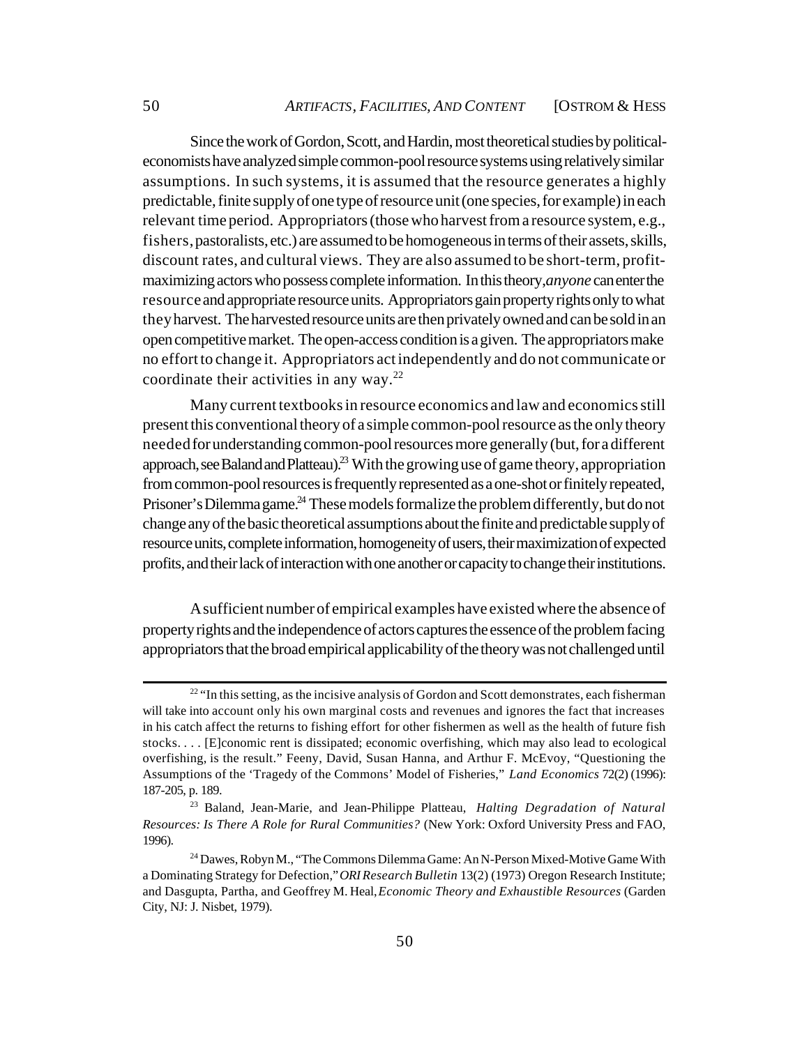Since the work of Gordon, Scott, and Hardin, most theoretical studies by political-economists have analyzed simple common-pool resource systems using relatively similar assumptions. In such systems, it is assumed that the resource generates a highly predictable, finite supply of one type of resource unit (one species, for example) in each relevant time period. Appropriators (those who harvest from a resource system, e.g., fishers, pastoralists, etc.) are assumed to be homogeneous in terms of their assets, skills, discount rates, and cultural views. They are also assumed to be short-term, profit-maximizing actors who possess complete information. In this theory, *anyone* can enter the resource and appropriate resource units. Appropriators gain property rights only to what they harvest. The harvested resource units are then privately owned and can be sold in an open competitive market. The open-access condition is a given. The appropriators make no effort to change it. Appropriators act independently and do not communicate or coordinate their activities in any way.[22]

Many current textbooks in resource economics and law and economics still present this conventional theory of a simple common-pool resource as the only theory needed for understanding common-pool resources more generally (but, for a different approach, see Baland and Platteau).[23] With the growing use of game theory, appropriation from common-pool resources is frequently represented as a one-shot or finitely repeated, Prisoner's Dilemma game.[24] These models formalize the problem differently, but do not change any of the basic theoretical assumptions about the finite and predictable supply of resource units, complete information, homogeneity of users, their maximization of expected profits, and their lack of interaction with one another or capacity to change their institutions.

A sufficient number of empirical examples have existed where the absence of property rights and the independence of actors captures the essence of the problem facing appropriators that the broad empirical applicability of the theory was not challenged until

---

[22] "In this setting, as the incisive analysis of Gordon and Scott demonstrates, each fisherman will take into account only his own marginal costs and revenues and ignores the fact that increases in his catch affect the returns to fishing effort for other fishermen as well as the health of future fish stocks. . . . [E]conomic rent is dissipated; economic overfishing, which may also lead to ecological overfishing, is the result." Feeny, David, Susan Hanna, and Arthur F. McEvoy, "Questioning the Assumptions of the 'Tragedy of the Commons' Model of Fisheries," *Land Economics* 72(2) (1996): 187-205, p. 189.

[23] Baland, Jean-Marie, and Jean-Philippe Platteau, *Halting Degradation of Natural Resources: Is There A Role for Rural Communities?* (New York: Oxford University Press and FAO, 1996).

[24] Dawes, Robyn M., "The Commons Dilemma Game: An N-Person Mixed-Motive Game With a Dominating Strategy for Defection," *ORI Research Bulletin* 13(2) (1973) Oregon Research Institute; and Dasgupta, Partha, and Geoffrey M. Heal, *Economic Theory and Exhaustible Resources* (Garden City, NJ: J. Nisbet, 1979).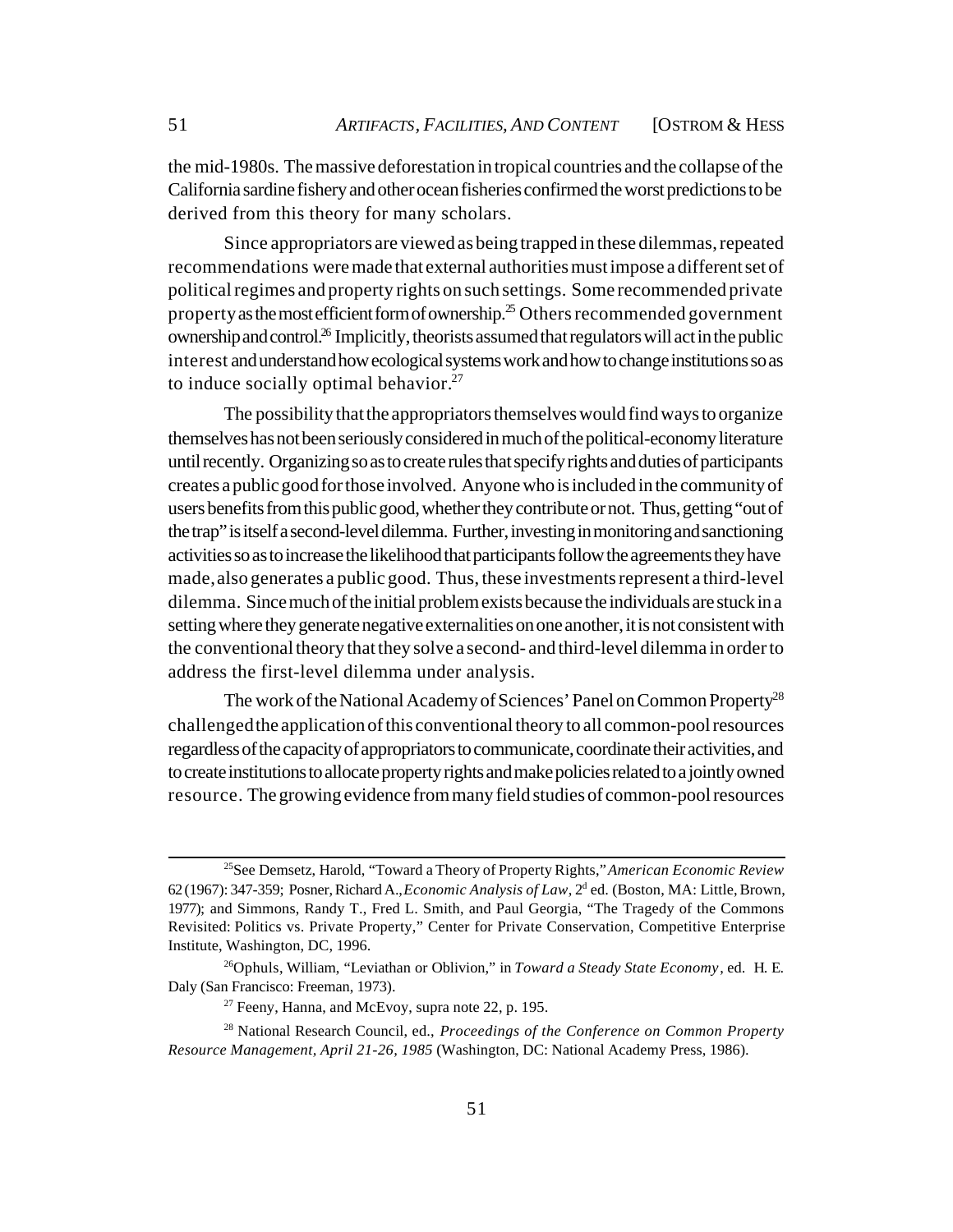the mid-1980s. The massive deforestation in tropical countries and the collapse of the California sardine fishery and other ocean fisheries confirmed the worst predictions to be derived from this theory for many scholars.

Since appropriators are viewed as being trapped in these dilemmas, repeated recommendations were made that external authorities must impose a different set of political regimes and property rights on such settings. Some recommended private property as the most efficient form of ownership.[25] Others recommended government ownership and control.[26] Implicitly, theorists assumed that regulators will act in the public interest and understand how ecological systems work and how to change institutions so as to induce socially optimal behavior.[27]

The possibility that the appropriators themselves would find ways to organize themselves has not been seriously considered in much of the political-economy literature until recently. Organizing so as to create rules that specify rights and duties of participants creates a public good for those involved. Anyone who is included in the community of users benefits from this public good, whether they contribute or not. Thus, getting "out of the trap" is itself a second-level dilemma. Further, investing in monitoring and sanctioning activities so as to increase the likelihood that participants follow the agreements they have made, also generates a public good. Thus, these investments represent a third-level dilemma. Since much of the initial problem exists because the individuals are stuck in a setting where they generate negative externalities on one another, it is not consistent with the conventional theory that they solve a second- and third-level dilemma in order to address the first-level dilemma under analysis.

The work of the National Academy of Sciences' Panel on Common Property[28] challenged the application of this conventional theory to all common-pool resources regardless of the capacity of appropriators to communicate, coordinate their activities, and to create institutions to allocate property rights and make policies related to a jointly owned resource. The growing evidence from many field studies of common-pool resources

---

[25] See Demsetz, Harold, "Toward a Theory of Property Rights," *American Economic Review* 62 (1967): 347-359; Posner, Richard A., *Economic Analysis of Law*, 2d ed. (Boston, MA: Little, Brown, 1977); and Simmons, Randy T., Fred L. Smith, and Paul Georgia, "The Tragedy of the Commons Revisited: Politics vs. Private Property," Center for Private Conservation, Competitive Enterprise Institute, Washington, DC, 1996.

[26] Ophuls, William, "Leviathan or Oblivion," in *Toward a Steady State Economy*, ed. H. E. Daly (San Francisco: Freeman, 1973).

[27] Feeny, Hanna, and McEvoy, supra note 22, p. 195.

[28] National Research Council, ed., *Proceedings of the Conference on Common Property Resource Management, April 21-26, 1985* (Washington, DC: National Academy Press, 1986).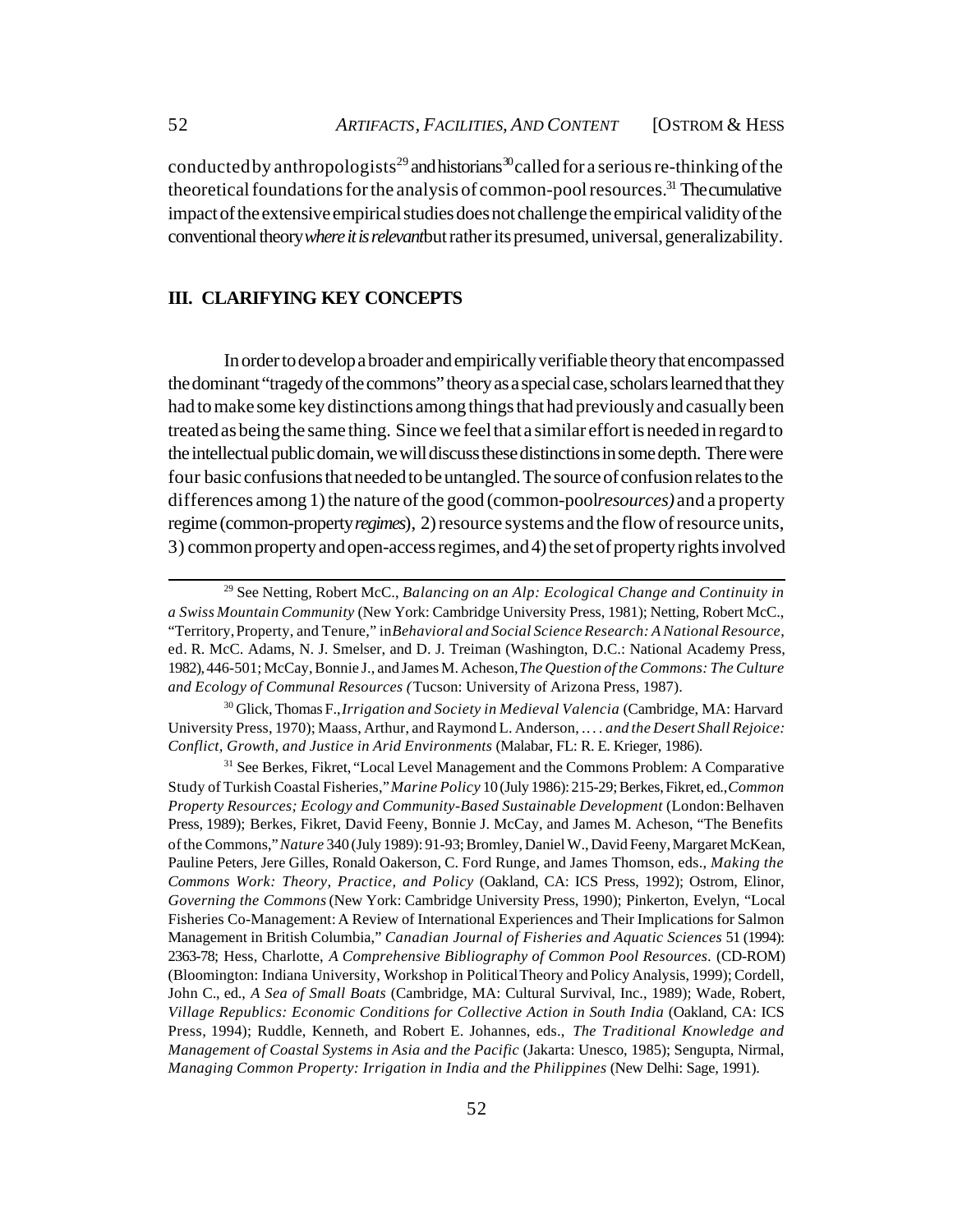conducted by anthropologists[29] and historians[30] called for a serious re-thinking of the theoretical foundations for the analysis of common-pool resources.[31] The cumulative impact of the extensive empirical studies does not challenge the empirical validity of the conventional theory *where it is relevant* but rather its presumed, universal, generalizability.

## III. CLARIFYING KEY CONCEPTS

In order to develop a broader and empirically verifiable theory that encompassed the dominant "tragedy of the commons" theory as a special case, scholars learned that they had to make some key distinctions among things that had previously and casually been treated as being the same thing. Since we feel that a similar effort is needed in regard to the intellectual public domain, we will discuss these distinctions in some depth. There were four basic confusions that needed to be untangled. The source of confusion relates to the differences among 1) the nature of the good (common-pool *resources)* and a property regime (common-property *regimes*), 2) resource systems and the flow of resource units, 3) common property and open-access regimes, and 4) the set of property rights involved

---

[29] See Netting, Robert McC., *Balancing on an Alp: Ecological Change and Continuity in a Swiss Mountain Community* (New York: Cambridge University Press, 1981); Netting, Robert McC., "Territory, Property, and Tenure," in *Behavioral and Social Science Research: A National Resource*, ed. R. McC. Adams, N. J. Smelser, and D. J. Treiman (Washington, D.C.: National Academy Press, 1982), 446-501; McCay, Bonnie J., and James M. Acheson, *The Question of the Commons: The Culture and Ecology of Communal Resources (* Tucson: University of Arizona Press, 1987).

[30] Glick, Thomas F., *Irrigation and Society in Medieval Valencia* (Cambridge, MA: Harvard University Press, 1970); Maass, Arthur, and Raymond L. Anderson, *. . . and the Desert Shall Rejoice: Conflict, Growth, and Justice in Arid Environments* (Malabar, FL: R. E. Krieger, 1986).

[31] See Berkes, Fikret, "Local Level Management and the Commons Problem: A Comparative Study of Turkish Coastal Fisheries," *Marine Policy* 10 (July 1986): 215-29; Berkes, Fikret, ed., *Common Property Resources; Ecology and Community-Based Sustainable Development* (London: Belhaven Press, 1989); Berkes, Fikret, David Feeny, Bonnie J. McCay, and James M. Acheson, "The Benefits of the Commons," *Nature* 340 (July 1989): 91-93; Bromley, Daniel W., David Feeny, Margaret McKean, Pauline Peters, Jere Gilles, Ronald Oakerson, C. Ford Runge, and James Thomson, eds., *Making the Commons Work: Theory, Practice, and Policy* (Oakland, CA: ICS Press, 1992); Ostrom, Elinor, *Governing the Commons* (New York: Cambridge University Press, 1990); Pinkerton, Evelyn, "Local Fisheries Co-Management: A Review of International Experiences and Their Implications for Salmon Management in British Columbia," *Canadian Journal of Fisheries and Aquatic Sciences* 51 (1994): 2363-78; Hess, Charlotte, *A Comprehensive Bibliography of Common Pool Resources.* (CD-ROM) (Bloomington: Indiana University, Workshop in Political Theory and Policy Analysis, 1999); Cordell, John C., ed., *A Sea of Small Boats* (Cambridge, MA: Cultural Survival, Inc., 1989); Wade, Robert, *Village Republics: Economic Conditions for Collective Action in South India* (Oakland, CA: ICS Press, 1994); Ruddle, Kenneth, and Robert E. Johannes, eds., *The Traditional Knowledge and Management of Coastal Systems in Asia and the Pacific* (Jakarta: Unesco, 1985); Sengupta, Nirmal, *Managing Common Property: Irrigation in India and the Philippines* (New Delhi: Sage, 1991).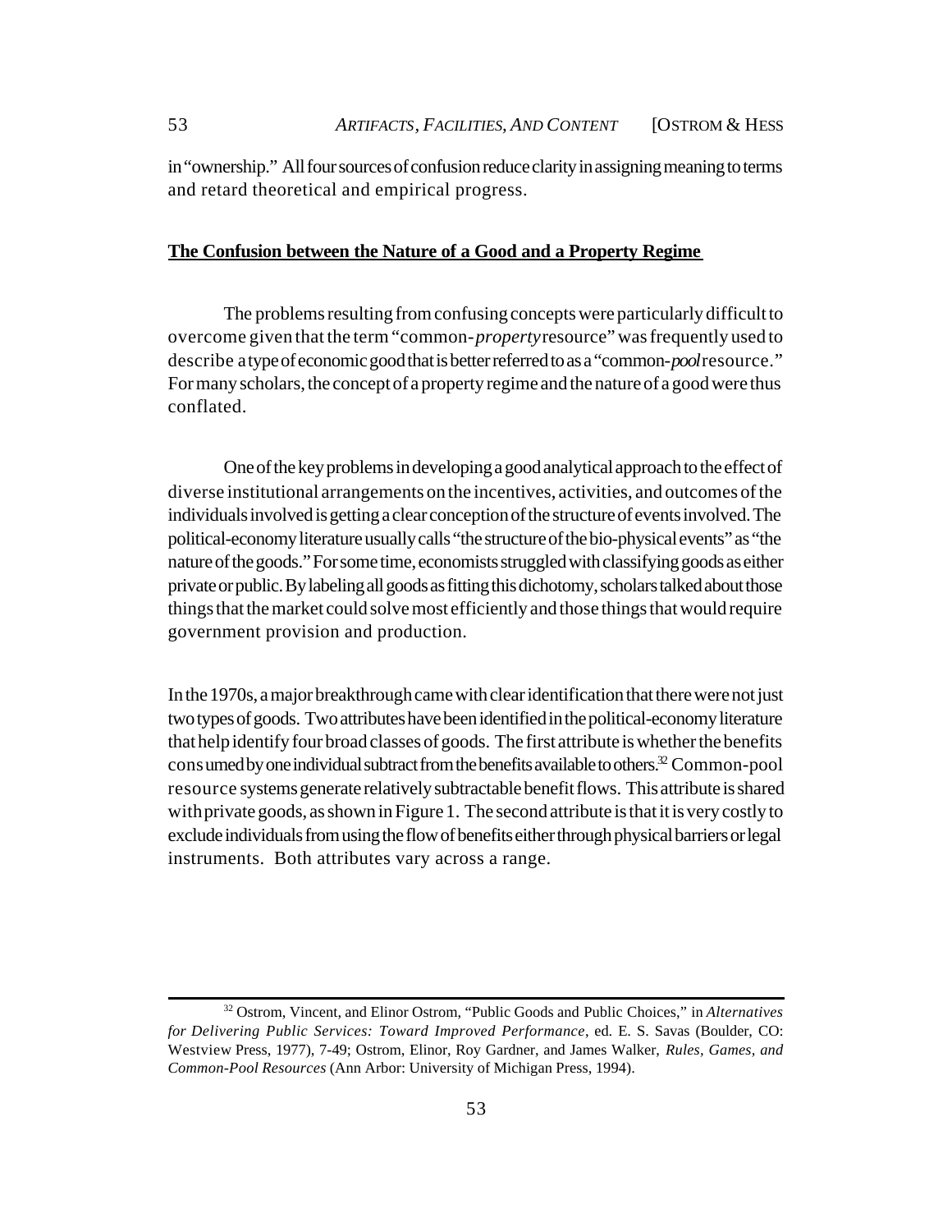in "ownership." All four sources of confusion reduce clarity in assigning meaning to terms and retard theoretical and empirical progress.

## The Confusion between the Nature of a Good and a Property Regime

The problems resulting from confusing concepts were particularly difficult to overcome given that the term "common-*property* resource" was frequently used to describe a type of economic good that is better referred to as a "common-*pool* resource." For many scholars, the concept of a property regime and the nature of a good were thus conflated.

One of the key problems in developing a good analytical approach to the effect of diverse institutional arrangements on the incentives, activities, and outcomes of the individuals involved is getting a clear conception of the structure of events involved. The political-economy literature usually calls "the structure of the bio-physical events" as "the nature of the goods." For some time, economists struggled with classifying goods as either private or public. By labeling all goods as fitting this dichotomy, scholars talked about those things that the market could solve most efficiently and those things that would require government provision and production.

In the 1970s, a major breakthrough came with clear identification that there were not just two types of goods. Two attributes have been identified in the political-economy literature that help identify four broad classes of goods. The first attribute is whether the benefits consumed by one individual subtract from the benefits available to others.[32] Common-pool resource systems generate relatively subtractable benefit flows. This attribute is shared with private goods, as shown in Figure 1. The second attribute is that it is very costly to exclude individuals from using the flow of benefits either through physical barriers or legal instruments. Both attributes vary across a range.

---

[32] Ostrom, Vincent, and Elinor Ostrom, "Public Goods and Public Choices," in *Alternatives for Delivering Public Services: Toward Improved Performance*, ed. E. S. Savas (Boulder, CO: Westview Press, 1977), 7-49; Ostrom, Elinor, Roy Gardner, and James Walker, *Rules, Games, and Common-Pool Resources* (Ann Arbor: University of Michigan Press, 1994).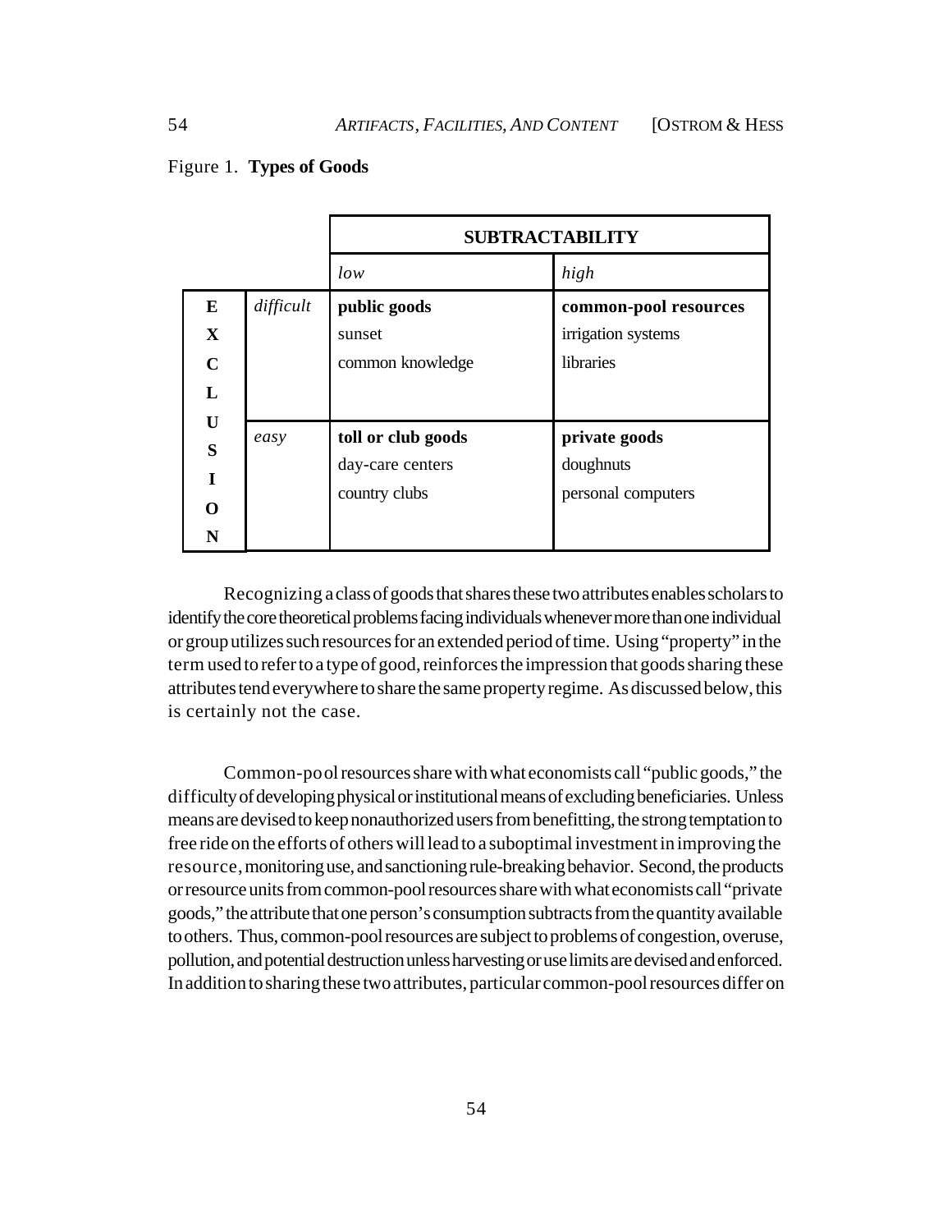Figure 1. **Types of Goods**

| | | SUBTRACTABILITY | |
|---|---|---|---|
| | | *low* | *high* |
| **EXCLUSION** | *difficult* | **public goods**<br>sunset<br>common knowledge | **common-pool resources**<br>irrigation systems<br>libraries |
| | *easy* | **toll or club goods**<br>day-care centers<br>country clubs | **private goods**<br>doughnuts<br>personal computers |

Recognizing a class of goods that shares these two attributes enables scholars to identify the core theoretical problems facing individuals whenever more than one individual or group utilizes such resources for an extended period of time. Using "property" in the term used to refer to a type of good, reinforces the impression that goods sharing these attributes tend everywhere to share the same property regime. As discussed below, this is certainly not the case.

Common-pool resources share with what economists call "public goods," the difficulty of developing physical or institutional means of excluding beneficiaries. Unless means are devised to keep nonauthorized users from benefitting, the strong temptation to free ride on the efforts of others will lead to a suboptimal investment in improving the resource, monitoring use, and sanctioning rule-breaking behavior. Second, the products or resource units from common-pool resources share with what economists call "private goods," the attribute that one person's consumption subtracts from the quantity available to others. Thus, common-pool resources are subject to problems of congestion, overuse, pollution, and potential destruction unless harvesting or use limits are devised and enforced. In addition to sharing these two attributes, particular common-pool resources differ on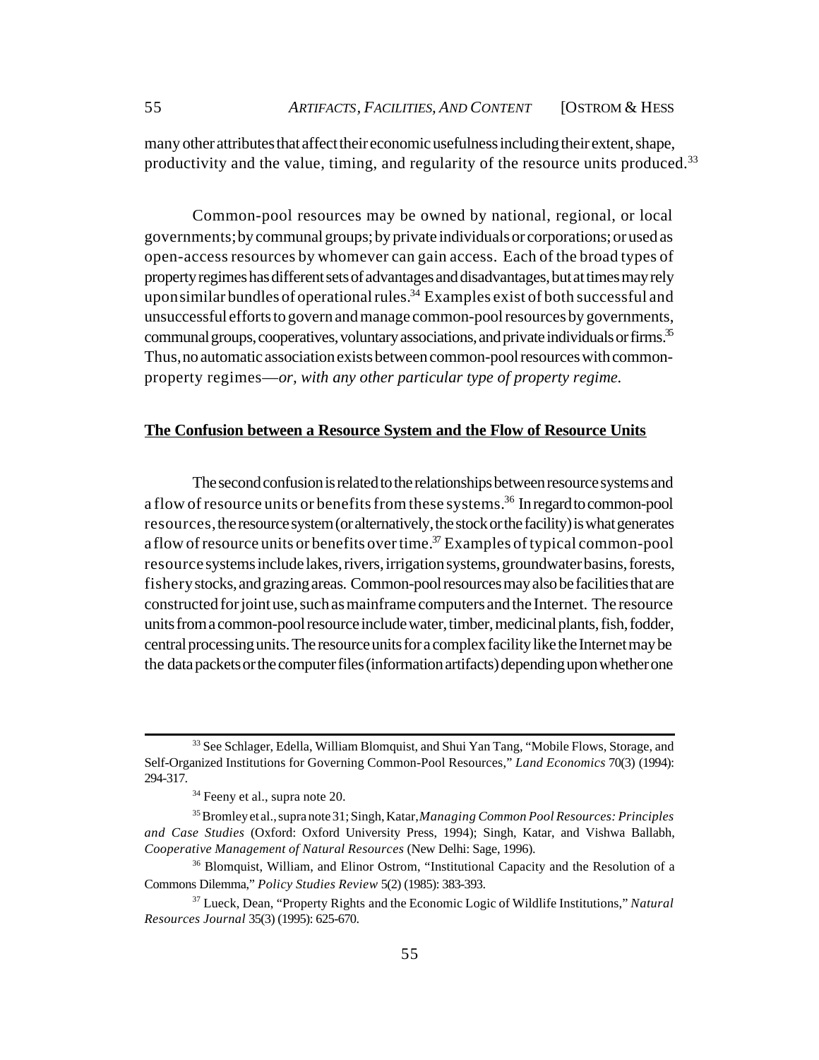many other attributes that affect their economic usefulness including their extent, shape, productivity and the value, timing, and regularity of the resource units produced.[33]

Common-pool resources may be owned by national, regional, or local governments; by communal groups; by private individuals or corporations; or used as open-access resources by whomever can gain access. Each of the broad types of property regimes has different sets of advantages and disadvantages, but at times may rely upon similar bundles of operational rules.[34] Examples exist of both successful and unsuccessful efforts to govern and manage common-pool resources by governments, communal groups, cooperatives, voluntary associations, and private individuals or firms.[35] Thus, no automatic association exists between common-pool resources with common-property regimes—*or, with any other particular type of property regime.*

## The Confusion between a Resource System and the Flow of Resource Units

The second confusion is related to the relationships between resource systems and a flow of resource units or benefits from these systems.[36] In regard to common-pool resources, the resource system (or alternatively, the stock or the facility) is what generates a flow of resource units or benefits over time.[37] Examples of typical common-pool resource systems include lakes, rivers, irrigation systems, groundwater basins, forests, fishery stocks, and grazing areas. Common-pool resources may also be facilities that are constructed for joint use, such as mainframe computers and the Internet. The resource units from a common-pool resource include water, timber, medicinal plants, fish, fodder, central processing units. The resource units for a complex facility like the Internet may be the data packets or the computer files (information artifacts) depending upon whether one

---

[33] See Schlager, Edella, William Blomquist, and Shui Yan Tang, "Mobile Flows, Storage, and Self-Organized Institutions for Governing Common-Pool Resources," *Land Economics* 70(3) (1994): 294-317.

[34] Feeny et al., supra note 20.

[35] Bromley et al., supra note 31; Singh, Katar, *Managing Common Pool Resources: Principles and Case Studies* (Oxford: Oxford University Press, 1994); Singh, Katar, and Vishwa Ballabh, *Cooperative Management of Natural Resources* (New Delhi: Sage, 1996).

[36] Blomquist, William, and Elinor Ostrom, "Institutional Capacity and the Resolution of a Commons Dilemma," *Policy Studies Review* 5(2) (1985): 383-393.

[37] Lueck, Dean, "Property Rights and the Economic Logic of Wildlife Institutions," *Natural Resources Journal* 35(3) (1995): 625-670.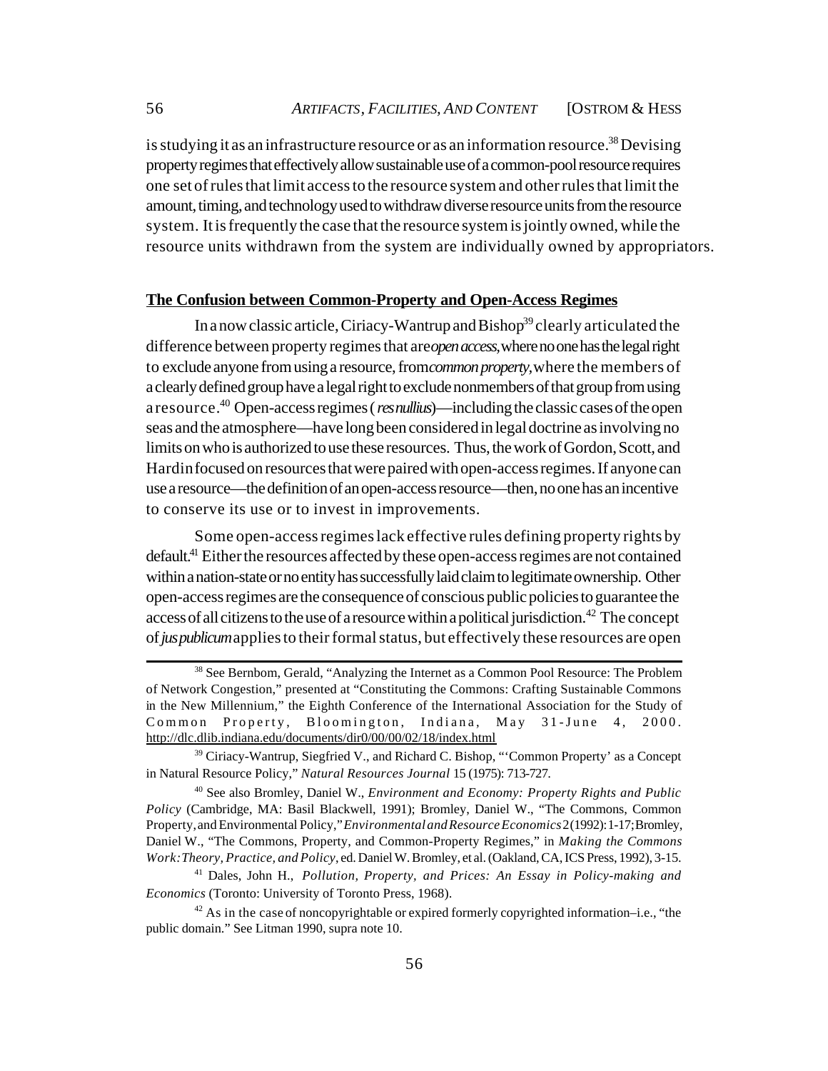is studying it as an infrastructure resource or as an information resource.[38] Devising property regimes that effectively allow sustainable use of a common-pool resource requires one set of rules that limit access to the resource system and other rules that limit the amount, timing, and technology used to withdraw diverse resource units from the resource system. It is frequently the case that the resource system is jointly owned, while the resource units withdrawn from the system are individually owned by appropriators.

**The Confusion between Common-Property and Open-Access Regimes**

In a now classic article, Ciriacy-Wantrup and Bishop[39] clearly articulated the difference between property regimes that are *open access*, where no one has the legal right to exclude anyone from using a resource, from *common property*, where the members of a clearly defined group have a legal right to exclude nonmembers of that group from using a resource.[40] Open-access regimes (*res nullius*)—including the classic cases of the open seas and the atmosphere—have long been considered in legal doctrine as involving no limits on who is authorized to use these resources. Thus, the work of Gordon, Scott, and Hardin focused on resources that were paired with open-access regimes. If anyone can use a resource—the definition of an open-access resource—then, no one has an incentive to conserve its use or to invest in improvements.

Some open-access regimes lack effective rules defining property rights by default.[41] Either the resources affected by these open-access regimes are not contained within a nation-state or no entity has successfully laid claim to legitimate ownership. Other open-access regimes are the consequence of conscious public policies to guarantee the access of all citizens to the use of a resource within a political jurisdiction.[42] The concept of *jus publicum* applies to their formal status, but effectively these resources are open

---

[38] See Bernbom, Gerald, "Analyzing the Internet as a Common Pool Resource: The Problem of Network Congestion," presented at "Constituting the Commons: Crafting Sustainable Commons in the New Millennium," the Eighth Conference of the International Association for the Study of Common Property, Bloomington, Indiana, May 31-June 4, 2000. http://dlc.dlib.indiana.edu/documents/dir0/00/00/02/18/index.html

[39] Ciriacy-Wantrup, Siegfried V., and Richard C. Bishop, "'Common Property' as a Concept in Natural Resource Policy," *Natural Resources Journal* 15 (1975): 713-727.

[40] See also Bromley, Daniel W., *Environment and Economy: Property Rights and Public Policy* (Cambridge, MA: Basil Blackwell, 1991); Bromley, Daniel W., "The Commons, Common Property, and Environmental Policy," *Environmental and Resource Economics* 2 (1992): 1-17; Bromley, Daniel W., "The Commons, Property, and Common-Property Regimes," in *Making the Commons Work: Theory, Practice, and Policy*, ed. Daniel W. Bromley, et al. (Oakland, CA, ICS Press, 1992), 3-15.

[41] Dales, John H., *Pollution, Property, and Prices: An Essay in Policy-making and Economics* (Toronto: University of Toronto Press, 1968).

[42] As in the case of noncopyrightable or expired formerly copyrighted information–i.e., "the public domain." See Litman 1990, supra note 10.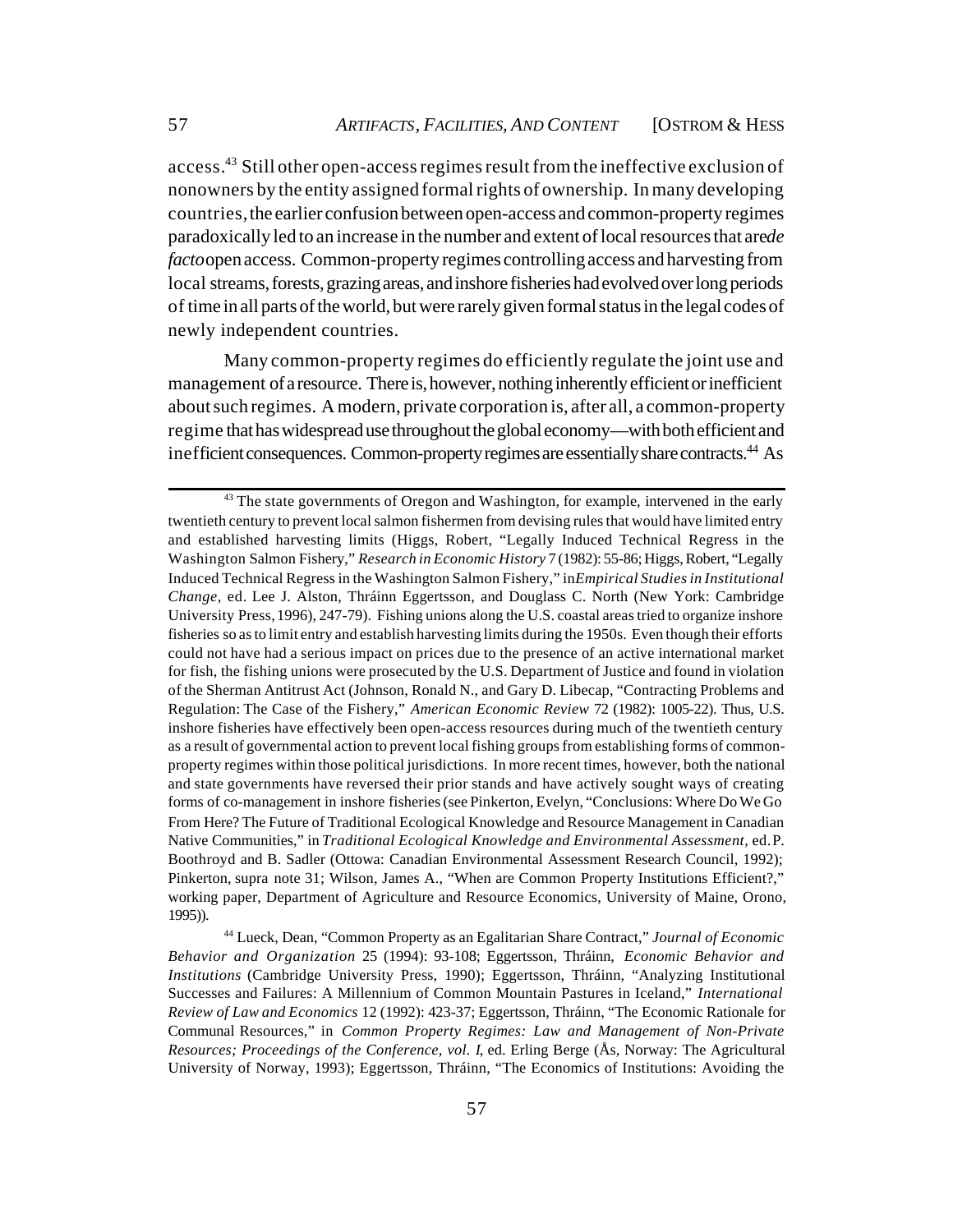access.[43] Still other open-access regimes result from the ineffective exclusion of nonowners by the entity assigned formal rights of ownership. In many developing countries, the earlier confusion between open-access and common-property regimes paradoxically led to an increase in the number and extent of local resources that are *de facto* open access. Common-property regimes controlling access and harvesting from local streams, forests, grazing areas, and inshore fisheries had evolved over long periods of time in all parts of the world, but were rarely given formal status in the legal codes of newly independent countries.

Many common-property regimes do efficiently regulate the joint use and management of a resource. There is, however, nothing inherently efficient or inefficient about such regimes. A modern, private corporation is, after all, a common-property regime that has widespread use throughout the global economy—with both efficient and inefficient consequences. Common-property regimes are essentially share contracts.[44] As

---

[43] The state governments of Oregon and Washington, for example, intervened in the early twentieth century to prevent local salmon fishermen from devising rules that would have limited entry and established harvesting limits (Higgs, Robert, "Legally Induced Technical Regress in the Washington Salmon Fishery," *Research in Economic History* 7 (1982): 55-86; Higgs, Robert, "Legally Induced Technical Regress in the Washington Salmon Fishery," in *Empirical Studies in Institutional Change*, ed. Lee J. Alston, Thráinn Eggertsson, and Douglass C. North (New York: Cambridge University Press, 1996), 247-79). Fishing unions along the U.S. coastal areas tried to organize inshore fisheries so as to limit entry and establish harvesting limits during the 1950s. Even though their efforts could not have had a serious impact on prices due to the presence of an active international market for fish, the fishing unions were prosecuted by the U.S. Department of Justice and found in violation of the Sherman Antitrust Act (Johnson, Ronald N., and Gary D. Libecap, "Contracting Problems and Regulation: The Case of the Fishery," *American Economic Review* 72 (1982): 1005-22). Thus, U.S. inshore fisheries have effectively been open-access resources during much of the twentieth century as a result of governmental action to prevent local fishing groups from establishing forms of common-property regimes within those political jurisdictions. In more recent times, however, both the national and state governments have reversed their prior stands and have actively sought ways of creating forms of co-management in inshore fisheries (see Pinkerton, Evelyn, "Conclusions: Where Do We Go From Here? The Future of Traditional Ecological Knowledge and Resource Management in Canadian Native Communities," in *Traditional Ecological Knowledge and Environmental Assessment*, ed. P. Boothroyd and B. Sadler (Ottowa: Canadian Environmental Assessment Research Council, 1992); Pinkerton, supra note 31; Wilson, James A., "When are Common Property Institutions Efficient?," working paper, Department of Agriculture and Resource Economics, University of Maine, Orono, 1995)).

[44] Lueck, Dean, "Common Property as an Egalitarian Share Contract," *Journal of Economic Behavior and Organization* 25 (1994): 93-108; Eggertsson, Thráinn, *Economic Behavior and Institutions* (Cambridge University Press, 1990); Eggertsson, Thráinn, "Analyzing Institutional Successes and Failures: A Millennium of Common Mountain Pastures in Iceland," *International Review of Law and Economics* 12 (1992): 423-37; Eggertsson, Thráinn, "The Economic Rationale for Communal Resources," in *Common Property Regimes: Law and Management of Non-Private Resources; Proceedings of the Conference, vol. I*, ed. Erling Berge (Ås, Norway: The Agricultural University of Norway, 1993); Eggertsson, Thráinn, "The Economics of Institutions: Avoiding the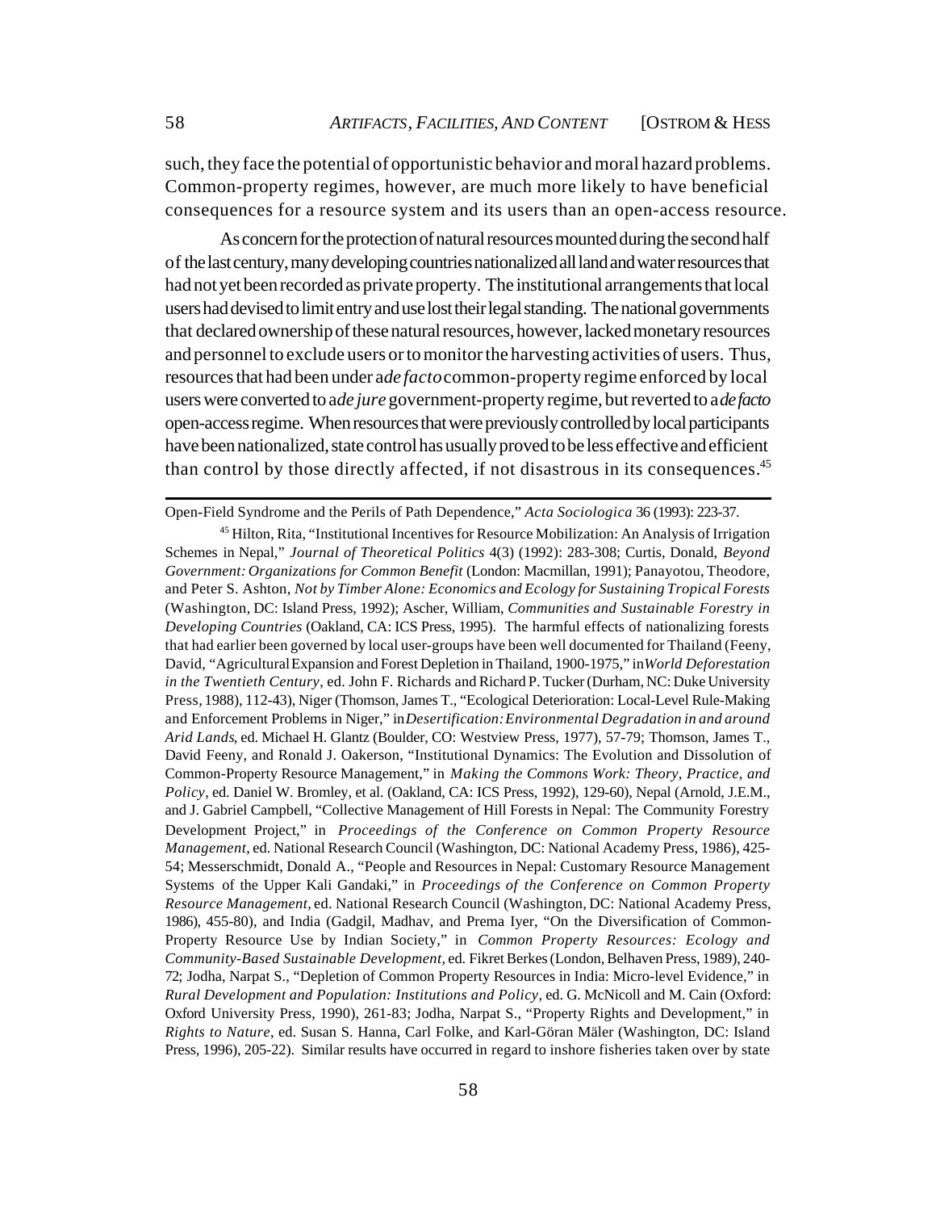such, they face the potential of opportunistic behavior and moral hazard problems. Common-property regimes, however, are much more likely to have beneficial consequences for a resource system and its users than an open-access resource.

As concern for the protection of natural resources mounted during the second half of the last century, many developing countries nationalized all land and water resources that had not yet been recorded as private property. The institutional arrangements that local users had devised to limit entry and use lost their legal standing. The national governments that declared ownership of these natural resources, however, lacked monetary resources and personnel to exclude users or to monitor the harvesting activities of users. Thus, resources that had been under a *de facto* common-property regime enforced by local users were converted to a *de jure* government-property regime, but reverted to a *de facto* open-access regime. When resources that were previously controlled by local participants have been nationalized, state control has usually proved to be less effective and efficient than control by those directly affected, if not disastrous in its consequences.[45]

---

Open-Field Syndrome and the Perils of Path Dependence," *Acta Sociologica* 36 (1993): 223-37.

[45] Hilton, Rita, "Institutional Incentives for Resource Mobilization: An Analysis of Irrigation Schemes in Nepal," *Journal of Theoretical Politics* 4(3) (1992): 283-308; Curtis, Donald, *Beyond Government: Organizations for Common Benefit* (London: Macmillan, 1991); Panayotou, Theodore, and Peter S. Ashton, *Not by Timber Alone: Economics and Ecology for Sustaining Tropical Forests* (Washington, DC: Island Press, 1992); Ascher, William, *Communities and Sustainable Forestry in Developing Countries* (Oakland, CA: ICS Press, 1995). The harmful effects of nationalizing forests that had earlier been governed by local user-groups have been well documented for Thailand (Feeny, David, "Agricultural Expansion and Forest Depletion in Thailand, 1900-1975," in *World Deforestation in the Twentieth Century*, ed. John F. Richards and Richard P. Tucker (Durham, NC: Duke University Press, 1988), 112-43), Niger (Thomson, James T., "Ecological Deterioration: Local-Level Rule-Making and Enforcement Problems in Niger," in *Desertification: Environmental Degradation in and around Arid Lands*, ed. Michael H. Glantz (Boulder, CO: Westview Press, 1977), 57-79; Thomson, James T., David Feeny, and Ronald J. Oakerson, "Institutional Dynamics: The Evolution and Dissolution of Common-Property Resource Management," in *Making the Commons Work: Theory, Practice, and Policy*, ed. Daniel W. Bromley, et al. (Oakland, CA: ICS Press, 1992), 129-60), Nepal (Arnold, J.E.M., and J. Gabriel Campbell, "Collective Management of Hill Forests in Nepal: The Community Forestry Development Project," in *Proceedings of the Conference on Common Property Resource Management*, ed. National Research Council (Washington, DC: National Academy Press, 1986), 425-54; Messerschmidt, Donald A., "People and Resources in Nepal: Customary Resource Management Systems of the Upper Kali Gandaki," in *Proceedings of the Conference on Common Property Resource Management*, ed. National Research Council (Washington, DC: National Academy Press, 1986), 455-80), and India (Gadgil, Madhav, and Prema Iyer, "On the Diversification of Common-Property Resource Use by Indian Society," in *Common Property Resources: Ecology and Community-Based Sustainable Development*, ed. Fikret Berkes (London, Belhaven Press, 1989), 240-72; Jodha, Narpat S., "Depletion of Common Property Resources in India: Micro-level Evidence," in *Rural Development and Population: Institutions and Policy*, ed. G. McNicoll and M. Cain (Oxford: Oxford University Press, 1990), 261-83; Jodha, Narpat S., "Property Rights and Development," in *Rights to Nature*, ed. Susan S. Hanna, Carl Folke, and Karl-Göran Mäler (Washington, DC: Island Press, 1996), 205-22). Similar results have occurred in regard to inshore fisheries taken over by state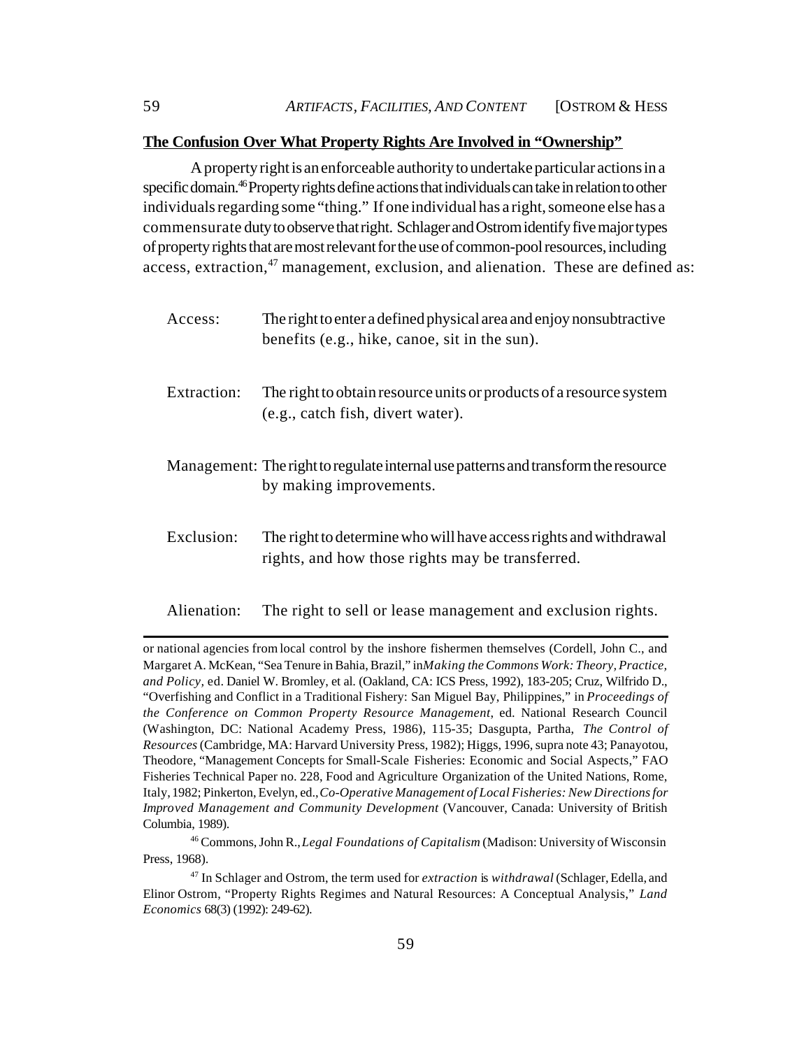**The Confusion Over What Property Rights Are Involved in "Ownership"**

A property right is an enforceable authority to undertake particular actions in a specific domain.[46] Property rights define actions that individuals can take in relation to other individuals regarding some "thing." If one individual has a right, someone else has a commensurate duty to observe that right. Schlager and Ostrom identify five major types of property rights that are most relevant for the use of common-pool resources, including access, extraction,[47] management, exclusion, and alienation. These are defined as:

Access: The right to enter a defined physical area and enjoy nonsubtractive benefits (e.g., hike, canoe, sit in the sun).

Extraction: The right to obtain resource units or products of a resource system (e.g., catch fish, divert water).

Management: The right to regulate internal use patterns and transform the resource by making improvements.

Exclusion: The right to determine who will have access rights and withdrawal rights, and how those rights may be transferred.

Alienation: The right to sell or lease management and exclusion rights.

---

or national agencies from local control by the inshore fishermen themselves (Cordell, John C., and Margaret A. McKean, "Sea Tenure in Bahia, Brazil," in *Making the Commons Work: Theory, Practice, and Policy*, ed. Daniel W. Bromley, et al. (Oakland, CA: ICS Press, 1992), 183-205; Cruz, Wilfrido D., "Overfishing and Conflict in a Traditional Fishery: San Miguel Bay, Philippines," in *Proceedings of the Conference on Common Property Resource Management*, ed. National Research Council (Washington, DC: National Academy Press, 1986), 115-35; Dasgupta, Partha, *The Control of Resources* (Cambridge, MA: Harvard University Press, 1982); Higgs, 1996, supra note 43; Panayotou, Theodore, "Management Concepts for Small-Scale Fisheries: Economic and Social Aspects," FAO Fisheries Technical Paper no. 228, Food and Agriculture Organization of the United Nations, Rome, Italy, 1982; Pinkerton, Evelyn, ed., *Co-Operative Management of Local Fisheries: New Directions for Improved Management and Community Development* (Vancouver, Canada: University of British Columbia, 1989).

[46] Commons, John R., *Legal Foundations of Capitalism* (Madison: University of Wisconsin Press, 1968).

[47] In Schlager and Ostrom, the term used for *extraction* is *withdrawal* (Schlager, Edella, and Elinor Ostrom, "Property Rights Regimes and Natural Resources: A Conceptual Analysis," *Land Economics* 68(3) (1992): 249-62).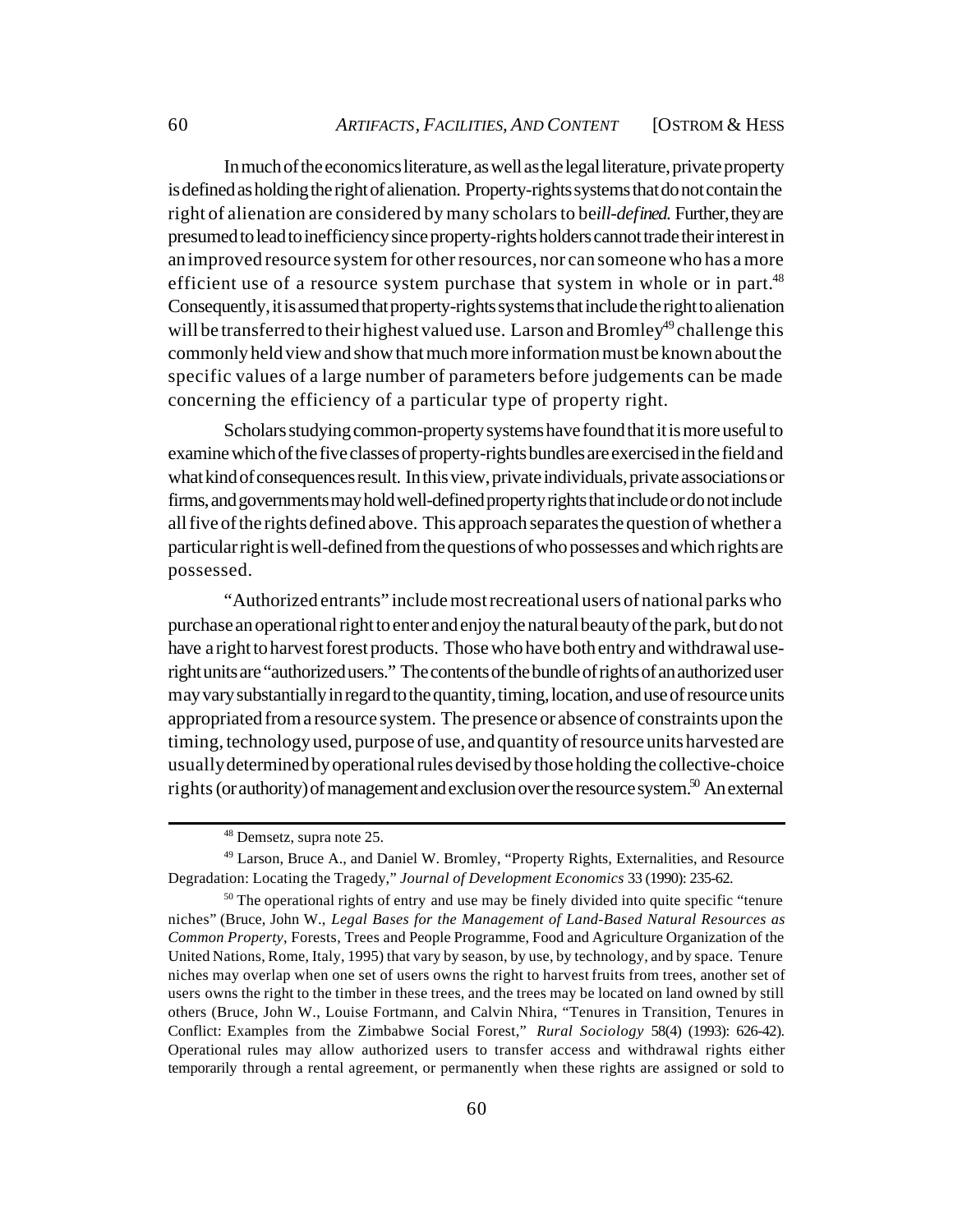In much of the economics literature, as well as the legal literature, private property is defined as holding the right of alienation. Property-rights systems that do not contain the right of alienation are considered by many scholars to be *ill-defined*. Further, they are presumed to lead to inefficiency since property-rights holders cannot trade their interest in an improved resource system for other resources, nor can someone who has a more efficient use of a resource system purchase that system in whole or in part.[48] Consequently, it is assumed that property-rights systems that include the right to alienation will be transferred to their highest valued use. Larson and Bromley[49] challenge this commonly held view and show that much more information must be known about the specific values of a large number of parameters before judgements can be made concerning the efficiency of a particular type of property right.

Scholars studying common-property systems have found that it is more useful to examine which of the five classes of property-rights bundles are exercised in the field and what kind of consequences result. In this view, private individuals, private associations or firms, and governments may hold well-defined property rights that include or do not include all five of the rights defined above. This approach separates the question of whether a particular right is well-defined from the questions of who possesses and which rights are possessed.

"Authorized entrants" include most recreational users of national parks who purchase an operational right to enter and enjoy the natural beauty of the park, but do not have a right to harvest forest products. Those who have both entry and withdrawal use-right units are "authorized users." The contents of the bundle of rights of an authorized user may vary substantially in regard to the quantity, timing, location, and use of resource units appropriated from a resource system. The presence or absence of constraints upon the timing, technology used, purpose of use, and quantity of resource units harvested are usually determined by operational rules devised by those holding the collective-choice rights (or authority) of management and exclusion over the resource system.[50] An external

---

[48] Demsetz, supra note 25.

[49] Larson, Bruce A., and Daniel W. Bromley, "Property Rights, Externalities, and Resource Degradation: Locating the Tragedy," *Journal of Development Economics* 33 (1990): 235-62.

[50] The operational rights of entry and use may be finely divided into quite specific "tenure niches" (Bruce, John W., *Legal Bases for the Management of Land-Based Natural Resources as Common Property*, Forests, Trees and People Programme, Food and Agriculture Organization of the United Nations, Rome, Italy, 1995) that vary by season, by use, by technology, and by space. Tenure niches may overlap when one set of users owns the right to harvest fruits from trees, another set of users owns the right to the timber in these trees, and the trees may be located on land owned by still others (Bruce, John W., Louise Fortmann, and Calvin Nhira, "Tenures in Transition, Tenures in Conflict: Examples from the Zimbabwe Social Forest," *Rural Sociology* 58(4) (1993): 626-42). Operational rules may allow authorized users to transfer access and withdrawal rights either temporarily through a rental agreement, or permanently when these rights are assigned or sold to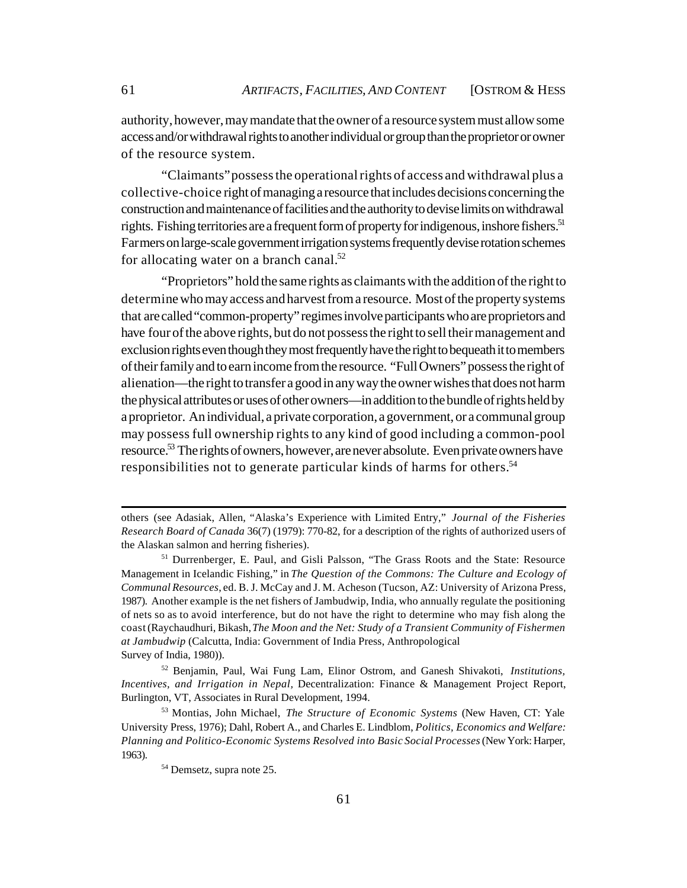authority, however, may mandate that the owner of a resource system must allow some access and/or withdrawal rights to another individual or group than the proprietor or owner of the resource system.

"Claimants" possess the operational rights of access and withdrawal plus a collective-choice right of managing a resource that includes decisions concerning the construction and maintenance of facilities and the authority to devise limits on withdrawal rights. Fishing territories are a frequent form of property for indigenous, inshore fishers.[51] Farmers on large-scale government irrigation systems frequently devise rotation schemes for allocating water on a branch canal.[52]

"Proprietors" hold the same rights as claimants with the addition of the right to determine who may access and harvest from a resource. Most of the property systems that are called "common-property" regimes involve participants who are proprietors and have four of the above rights, but do not possess the right to sell their management and exclusion rights even though they most frequently have the right to bequeath it to members of their family and to earn income from the resource. "Full Owners" possess the right of alienation—the right to transfer a good in any way the owner wishes that does not harm the physical attributes or uses of other owners—in addition to the bundle of rights held by a proprietor. An individual, a private corporation, a government, or a communal group may possess full ownership rights to any kind of good including a common-pool resource.[53] The rights of owners, however, are never absolute. Even private owners have responsibilities not to generate particular kinds of harms for others.[54]

---

others (see Adasiak, Allen, "Alaska's Experience with Limited Entry," *Journal of the Fisheries Research Board of Canada* 36(7) (1979): 770-82, for a description of the rights of authorized users of the Alaskan salmon and herring fisheries).

[51] Durrenberger, E. Paul, and Gisli Palsson, "The Grass Roots and the State: Resource Management in Icelandic Fishing," in *The Question of the Commons: The Culture and Ecology of Communal Resources*, ed. B. J. McCay and J. M. Acheson (Tucson, AZ: University of Arizona Press, 1987). Another example is the net fishers of Jambudwip, India, who annually regulate the positioning of nets so as to avoid interference, but do not have the right to determine who may fish along the coast (Raychaudhuri, Bikash, *The Moon and the Net: Study of a Transient Community of Fishermen at Jambudwip* (Calcutta, India: Government of India Press, Anthropological Survey of India, 1980)).

[52] Benjamin, Paul, Wai Fung Lam, Elinor Ostrom, and Ganesh Shivakoti, *Institutions, Incentives, and Irrigation in Nepal*, Decentralization: Finance & Management Project Report, Burlington, VT, Associates in Rural Development, 1994.

[53] Montias, John Michael, *The Structure of Economic Systems* (New Haven, CT: Yale University Press, 1976); Dahl, Robert A., and Charles E. Lindblom, *Politics, Economics and Welfare: Planning and Politico-Economic Systems Resolved into Basic Social Processes* (New York: Harper, 1963).

[54] Demsetz, supra note 25.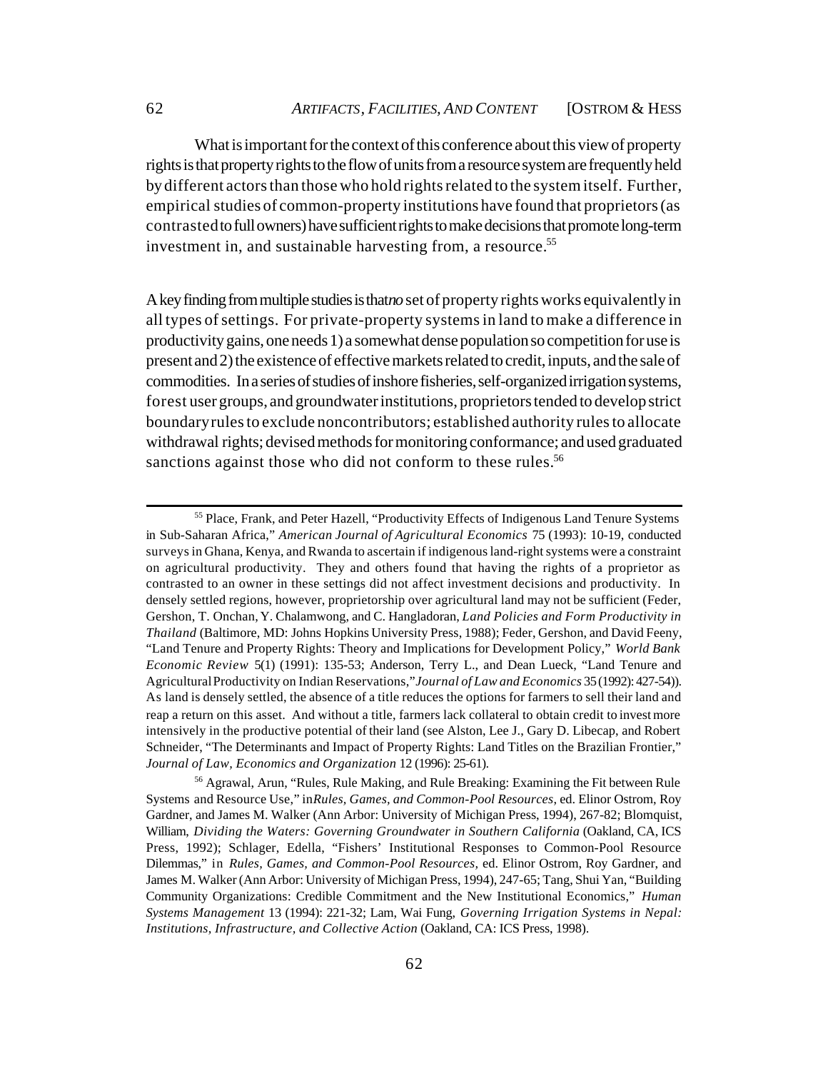What is important for the context of this conference about this view of property rights is that property rights to the flow of units from a resource system are frequently held by different actors than those who hold rights related to the system itself. Further, empirical studies of common-property institutions have found that proprietors (as contrasted to full owners) have sufficient rights to make decisions that promote long-term investment in, and sustainable harvesting from, a resource.[55]

A key finding from multiple studies is that *no* set of property rights works equivalently in all types of settings. For private-property systems in land to make a difference in productivity gains, one needs 1) a somewhat dense population so competition for use is present and 2) the existence of effective markets related to credit, inputs, and the sale of commodities. In a series of studies of inshore fisheries, self-organized irrigation systems, forest user groups, and groundwater institutions, proprietors tended to develop strict boundary rules to exclude noncontributors; established authority rules to allocate withdrawal rights; devised methods for monitoring conformance; and used graduated sanctions against those who did not conform to these rules.[56]

---

[55] Place, Frank, and Peter Hazell, "Productivity Effects of Indigenous Land Tenure Systems in Sub-Saharan Africa," *American Journal of Agricultural Economics* 75 (1993): 10-19, conducted surveys in Ghana, Kenya, and Rwanda to ascertain if indigenous land-right systems were a constraint on agricultural productivity. They and others found that having the rights of a proprietor as contrasted to an owner in these settings did not affect investment decisions and productivity. In densely settled regions, however, proprietorship over agricultural land may not be sufficient (Feder, Gershon, T. Onchan, Y. Chalamwong, and C. Hangladoran, *Land Policies and Form Productivity in Thailand* (Baltimore, MD: Johns Hopkins University Press, 1988); Feder, Gershon, and David Feeny, "Land Tenure and Property Rights: Theory and Implications for Development Policy," *World Bank Economic Review* 5(1) (1991): 135-53; Anderson, Terry L., and Dean Lueck, "Land Tenure and Agricultural Productivity on Indian Reservations," *Journal of Law and Economics* 35 (1992): 427-54)). As land is densely settled, the absence of a title reduces the options for farmers to sell their land and reap a return on this asset. And without a title, farmers lack collateral to obtain credit to invest more intensively in the productive potential of their land (see Alston, Lee J., Gary D. Libecap, and Robert Schneider, "The Determinants and Impact of Property Rights: Land Titles on the Brazilian Frontier," *Journal of Law, Economics and Organization* 12 (1996): 25-61).

[56] Agrawal, Arun, "Rules, Rule Making, and Rule Breaking: Examining the Fit between Rule Systems and Resource Use," in *Rules, Games, and Common-Pool Resources*, ed. Elinor Ostrom, Roy Gardner, and James M. Walker (Ann Arbor: University of Michigan Press, 1994), 267-82; Blomquist, William, *Dividing the Waters: Governing Groundwater in Southern California* (Oakland, CA, ICS Press, 1992); Schlager, Edella, "Fishers' Institutional Responses to Common-Pool Resource Dilemmas," in *Rules, Games, and Common-Pool Resources*, ed. Elinor Ostrom, Roy Gardner, and James M. Walker (Ann Arbor: University of Michigan Press, 1994), 247-65; Tang, Shui Yan, "Building Community Organizations: Credible Commitment and the New Institutional Economics," *Human Systems Management* 13 (1994): 221-32; Lam, Wai Fung, *Governing Irrigation Systems in Nepal: Institutions, Infrastructure, and Collective Action* (Oakland, CA: ICS Press, 1998).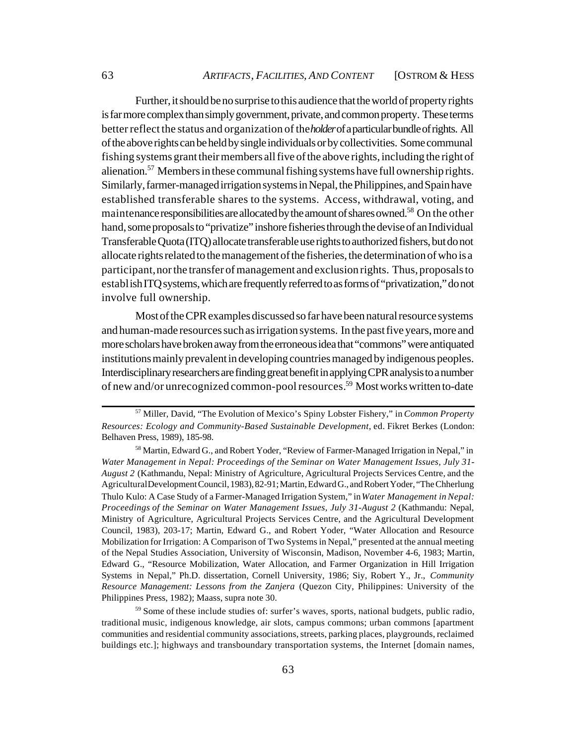Further, it should be no surprise to this audience that the world of property rights is far more complex than simply government, private, and common property. These terms better reflect the status and organization of the *holder* of a particular bundle of rights. All of the above rights can be held by single individuals or by collectivities. Some communal fishing systems grant their members all five of the above rights, including the right of alienation.[57] Members in these communal fishing systems have full ownership rights. Similarly, farmer-managed irrigation systems in Nepal, the Philippines, and Spain have established transferable shares to the systems. Access, withdrawal, voting, and maintenance responsibilities are allocated by the amount of shares owned.[58] On the other hand, some proposals to "privatize" inshore fisheries through the devise of an Individual Transferable Quota (ITQ) allocate transferable use rights to authorized fishers, but do not allocate rights related to the management of the fisheries, the determination of who is a participant, nor the transfer of management and exclusion rights. Thus, proposals to establish ITQ systems, which are frequently referred to as forms of "privatization," do not involve full ownership.

Most of the CPR examples discussed so far have been natural resource systems and human-made resources such as irrigation systems. In the past five years, more and more scholars have broken away from the erroneous idea that "commons" were antiquated institutions mainly prevalent in developing countries managed by indigenous peoples. Interdisciplinary researchers are finding great benefit in applying CPR analysis to a number of new and/or unrecognized common-pool resources.[59] Most works written to-date

---

[57] Miller, David, "The Evolution of Mexico's Spiny Lobster Fishery," in *Common Property Resources: Ecology and Community-Based Sustainable Development*, ed. Fikret Berkes (London: Belhaven Press, 1989), 185-98.

[58] Martin, Edward G., and Robert Yoder, "Review of Farmer-Managed Irrigation in Nepal," in *Water Management in Nepal: Proceedings of the Seminar on Water Management Issues, July 31-August 2* (Kathmandu, Nepal: Ministry of Agriculture, Agricultural Projects Services Centre, and the Agricultural Development Council, 1983), 82-91; Martin, Edward G., and Robert Yoder, "The Chherlung Thulo Kulo: A Case Study of a Farmer-Managed Irrigation System," in *Water Management in Nepal: Proceedings of the Seminar on Water Management Issues, July 31-August 2* (Kathmandu: Nepal, Ministry of Agriculture, Agricultural Projects Services Centre, and the Agricultural Development Council, 1983), 203-17; Martin, Edward G., and Robert Yoder, "Water Allocation and Resource Mobilization for Irrigation: A Comparison of Two Systems in Nepal," presented at the annual meeting of the Nepal Studies Association, University of Wisconsin, Madison, November 4-6, 1983; Martin, Edward G., "Resource Mobilization, Water Allocation, and Farmer Organization in Hill Irrigation Systems in Nepal," Ph.D. dissertation, Cornell University, 1986; Siy, Robert Y., Jr., *Community Resource Management: Lessons from the Zanjera* (Quezon City, Philippines: University of the Philippines Press, 1982); Maass, supra note 30.

[59] Some of these include studies of: surfer's waves, sports, national budgets, public radio, traditional music, indigenous knowledge, air slots, campus commons; urban commons [apartment communities and residential community associations, streets, parking places, playgrounds, reclaimed buildings etc.]; highways and transboundary transportation systems, the Internet [domain names,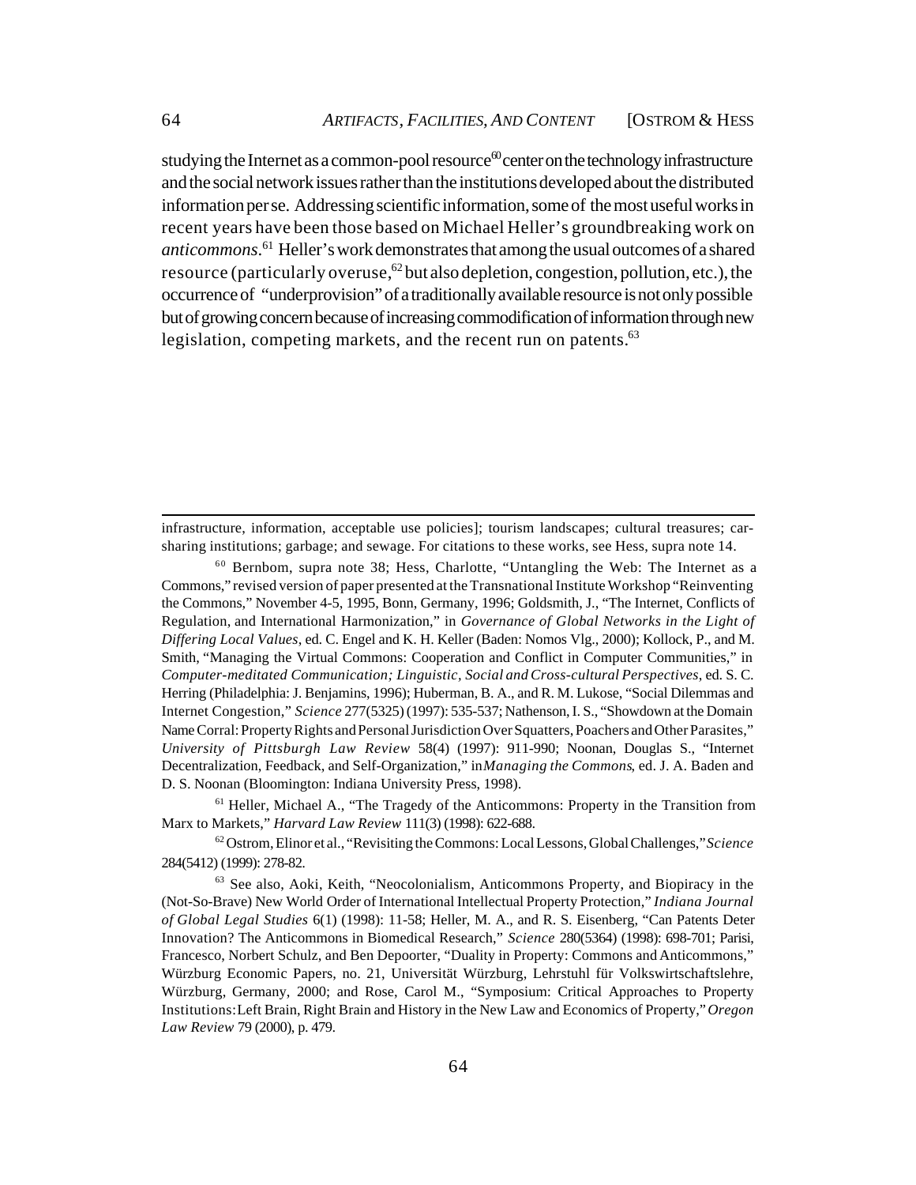studying the Internet as a common-pool resource[60] center on the technology infrastructure and the social network issues rather than the institutions developed about the distributed information per se. Addressing scientific information, some of the most useful works in recent years have been those based on Michael Heller's groundbreaking work on *anticommons*.[61] Heller's work demonstrates that among the usual outcomes of a shared resource (particularly overuse,[62] but also depletion, congestion, pollution, etc.), the occurrence of "underprovision" of a traditionally available resource is not only possible but of growing concern because of increasing commodification of information through new legislation, competing markets, and the recent run on patents.[63]

---

infrastructure, information, acceptable use policies]; tourism landscapes; cultural treasures; car-sharing institutions; garbage; and sewage. For citations to these works, see Hess, supra note 14.

[60] Bernbom, supra note 38; Hess, Charlotte, "Untangling the Web: The Internet as a Commons," revised version of paper presented at the Transnational Institute Workshop "Reinventing the Commons," November 4-5, 1995, Bonn, Germany, 1996; Goldsmith, J., "The Internet, Conflicts of Regulation, and International Harmonization," in *Governance of Global Networks in the Light of Differing Local Values*, ed. C. Engel and K. H. Keller (Baden: Nomos Vlg., 2000); Kollock, P., and M. Smith, "Managing the Virtual Commons: Cooperation and Conflict in Computer Communities," in *Computer-meditated Communication; Linguistic, Social and Cross-cultural Perspectives*, ed. S. C. Herring (Philadelphia: J. Benjamins, 1996); Huberman, B. A., and R. M. Lukose, "Social Dilemmas and Internet Congestion," *Science* 277(5325) (1997): 535-537; Nathenson, I. S., "Showdown at the Domain Name Corral: Property Rights and Personal Jurisdiction Over Squatters, Poachers and Other Parasites," *University of Pittsburgh Law Review* 58(4) (1997): 911-990; Noonan, Douglas S., "Internet Decentralization, Feedback, and Self-Organization," in *Managing the Commons*, ed. J. A. Baden and D. S. Noonan (Bloomington: Indiana University Press, 1998).

[61] Heller, Michael A., "The Tragedy of the Anticommons: Property in the Transition from Marx to Markets," *Harvard Law Review* 111(3) (1998): 622-688.

[62] Ostrom, Elinor et al., "Revisiting the Commons: Local Lessons, Global Challenges," *Science* 284(5412) (1999): 278-82.

[63] See also, Aoki, Keith, "Neocolonialism, Anticommons Property, and Biopiracy in the (Not-So-Brave) New World Order of International Intellectual Property Protection," *Indiana Journal of Global Legal Studies* 6(1) (1998): 11-58; Heller, M. A., and R. S. Eisenberg, "Can Patents Deter Innovation? The Anticommons in Biomedical Research," *Science* 280(5364) (1998): 698-701; Parisi, Francesco, Norbert Schulz, and Ben Depoorter, "Duality in Property: Commons and Anticommons," Würzburg Economic Papers, no. 21, Universität Würzburg, Lehrstuhl für Volkswirtschaftslehre, Würzburg, Germany, 2000; and Rose, Carol M., "Symposium: Critical Approaches to Property Institutions: Left Brain, Right Brain and History in the New Law and Economics of Property," *Oregon Law Review* 79 (2000), p. 479.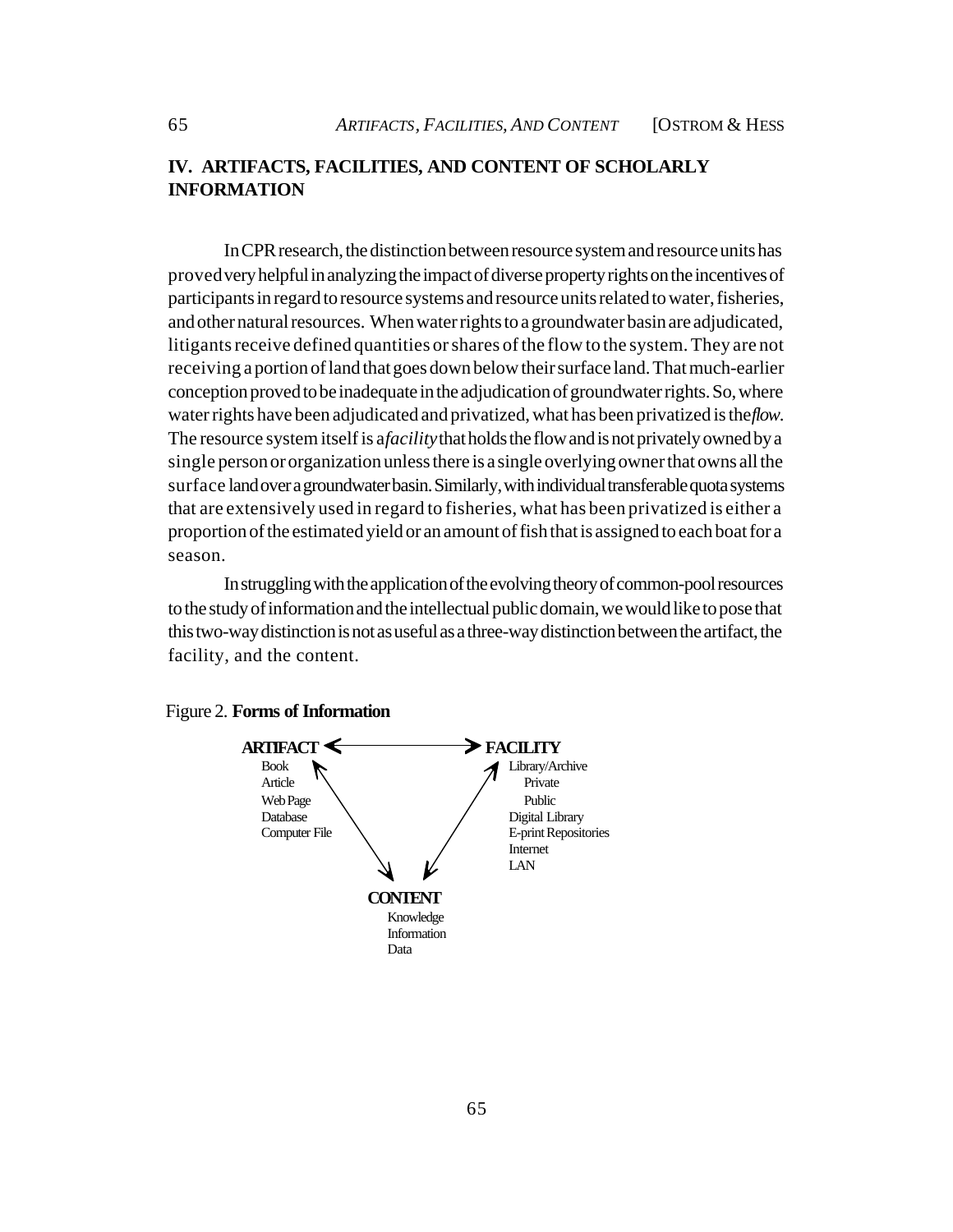## IV. ARTIFACTS, FACILITIES, AND CONTENT OF SCHOLARLY INFORMATION

In CPR research, the distinction between resource system and resource units has proved very helpful in analyzing the impact of diverse property rights on the incentives of participants in regard to resource systems and resource units related to water, fisheries, and other natural resources. When water rights to a groundwater basin are adjudicated, litigants receive defined quantities or shares of the flow to the system. They are not receiving a portion of land that goes down below their surface land. That much-earlier conception proved to be inadequate in the adjudication of groundwater rights. So, where water rights have been adjudicated and privatized, what has been privatized is the *flow*. The resource system itself is a *facility* that holds the flow and is not privately owned by a single person or organization unless there is a single overlying owner that owns all the surface land over a groundwater basin. Similarly, with individual transferable quota systems that are extensively used in regard to fisheries, what has been privatized is either a proportion of the estimated yield or an amount of fish that is assigned to each boat for a season.

In struggling with the application of the evolving theory of common-pool resources to the study of information and the intellectual public domain, we would like to pose that this two-way distinction is not as useful as a three-way distinction between the artifact, the facility, and the content.

Figure 2. **Forms of Information**

**ARTIFACT**
- Book
- Article
- Web Page
- Database
- Computer File

**FACILITY**
- Library/Archive
  - Private
  - Public
- Digital Library
- E-print Repositories
- Internet
- LAN

**CONTENT**
- Knowledge
- Information
- Data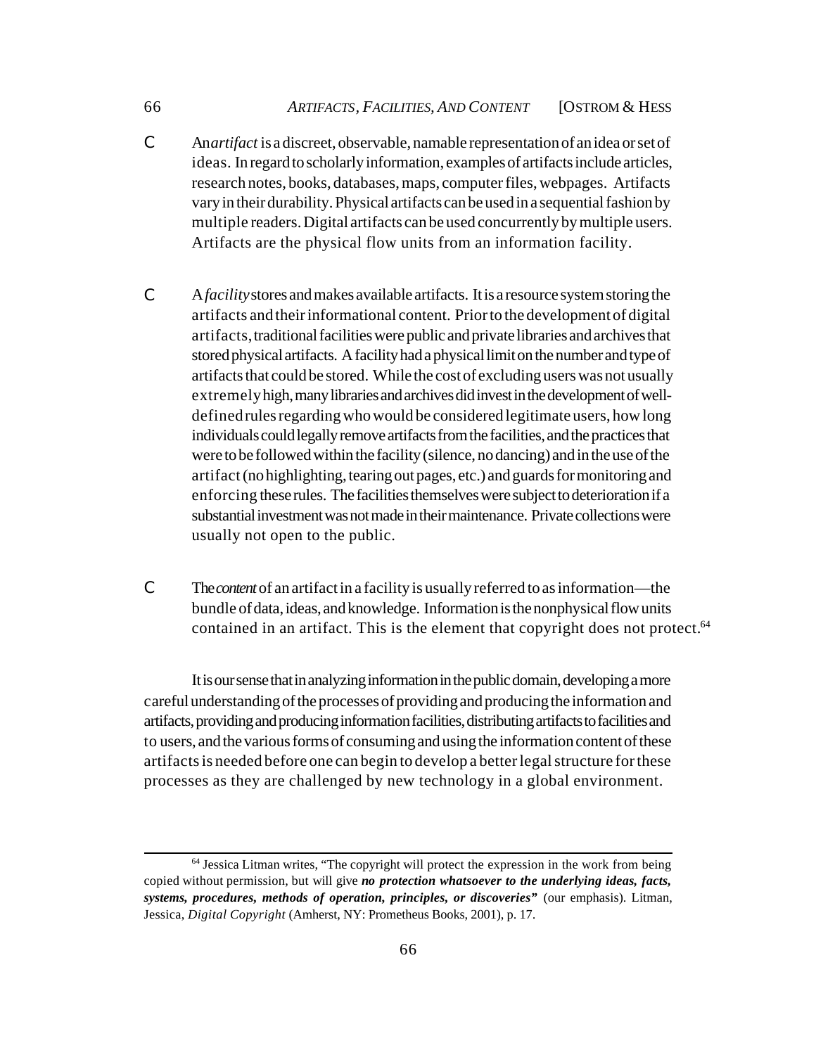- An *artifact* is a discreet, observable, namable representation of an idea or set of ideas. In regard to scholarly information, examples of artifacts include articles, research notes, books, databases, maps, computer files, webpages. Artifacts vary in their durability. Physical artifacts can be used in a sequential fashion by multiple readers. Digital artifacts can be used concurrently by multiple users. Artifacts are the physical flow units from an information facility.

- A *facility* stores and makes available artifacts. It is a resource system storing the artifacts and their informational content. Prior to the development of digital artifacts, traditional facilities were public and private libraries and archives that stored physical artifacts. A facility had a physical limit on the number and type of artifacts that could be stored. While the cost of excluding users was not usually extremely high, many libraries and archives did invest in the development of well-defined rules regarding who would be considered legitimate users, how long individuals could legally remove artifacts from the facilities, and the practices that were to be followed within the facility (silence, no dancing) and in the use of the artifact (no highlighting, tearing out pages, etc.) and guards for monitoring and enforcing these rules. The facilities themselves were subject to deterioration if a substantial investment was not made in their maintenance. Private collections were usually not open to the public.

- The *content* of an artifact in a facility is usually referred to as information—the bundle of data, ideas, and knowledge. Information is the nonphysical flow units contained in an artifact. This is the element that copyright does not protect.[64]

It is our sense that in analyzing information in the public domain, developing a more careful understanding of the processes of providing and producing the information and artifacts, providing and producing information facilities, distributing artifacts to facilities and to users, and the various forms of consuming and using the information content of these artifacts is needed before one can begin to develop a better legal structure for these processes as they are challenged by new technology in a global environment.

---

[64] Jessica Litman writes, "The copyright will protect the expression in the work from being copied without permission, but will give ***no protection whatsoever to the underlying ideas, facts, systems, procedures, methods of operation, principles, or discoveries"*** (our emphasis). Litman, Jessica, *Digital Copyright* (Amherst, NY: Prometheus Books, 2001), p. 17.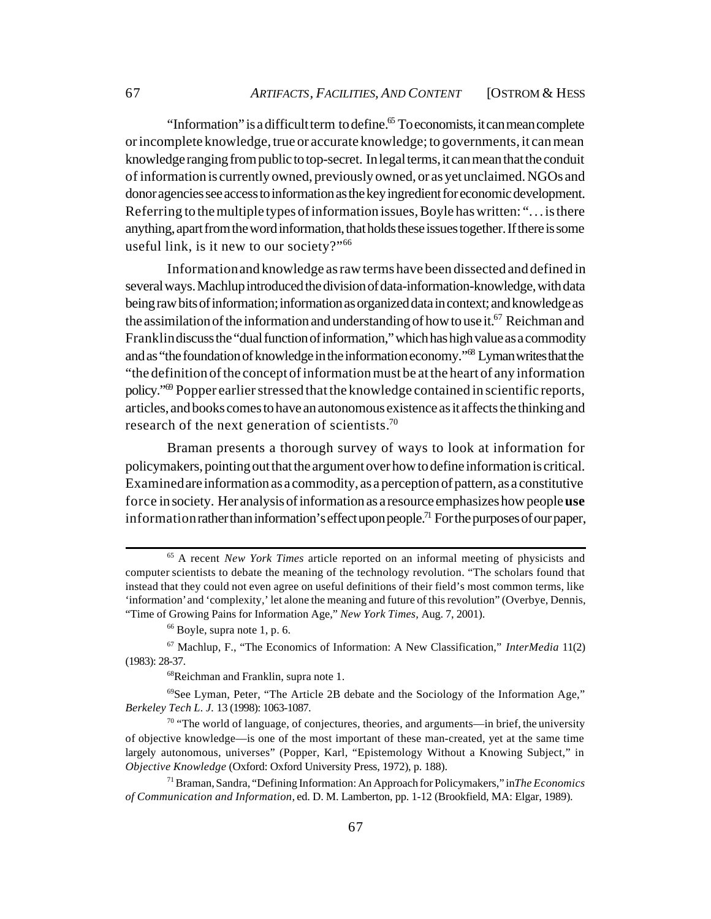"Information" is a difficult term to define.[65] To economists, it can mean complete or incomplete knowledge, true or accurate knowledge; to governments, it can mean knowledge ranging from public to top-secret. In legal terms, it can mean that the conduit of information is currently owned, previously owned, or as yet unclaimed. NGOs and donor agencies see access to information as the key ingredient for economic development. Referring to the multiple types of information issues, Boyle has written: ". . . is there anything, apart from the word information, that holds these issues together. If there is some useful link, is it new to our society?"[66]

Information and knowledge as raw terms have been dissected and defined in several ways. Machlup introduced the division of data-information-knowledge, with data being raw bits of information; information as organized data in context; and knowledge as the assimilation of the information and understanding of how to use it.[67] Reichman and Franklin discuss the "dual function of information," which has high value as a commodity and as "the foundation of knowledge in the information economy."[68] Lyman writes that the "the definition of the concept of information must be at the heart of any information policy."[69] Popper earlier stressed that the knowledge contained in scientific reports, articles, and books comes to have an autonomous existence as it affects the thinking and research of the next generation of scientists.[70]

Braman presents a thorough survey of ways to look at information for policymakers, pointing out that the argument over how to define information is critical. Examined are information as a commodity, as a perception of pattern, as a constitutive force in society. Her analysis of information as a resource emphasizes how people **use** information rather than information's effect upon people.[71] For the purposes of our paper,

---

[65] A recent *New York Times* article reported on an informal meeting of physicists and computer scientists to debate the meaning of the technology revolution. "The scholars found that instead that they could not even agree on useful definitions of their field's most common terms, like 'information' and 'complexity,' let alone the meaning and future of this revolution" (Overbye, Dennis, "Time of Growing Pains for Information Age," *New York Times,* Aug. 7, 2001).

[66] Boyle, supra note 1, p. 6.

[67] Machlup, F., "The Economics of Information: A New Classification," *InterMedia* 11(2) (1983): 28-37.

[68] Reichman and Franklin, supra note 1.

[69] See Lyman, Peter, "The Article 2B debate and the Sociology of the Information Age," *Berkeley Tech L. J.* 13 (1998): 1063-1087.

[70] "The world of language, of conjectures, theories, and arguments—in brief, the university of objective knowledge—is one of the most important of these man-created, yet at the same time largely autonomous, universes" (Popper, Karl, "Epistemology Without a Knowing Subject," in *Objective Knowledge* (Oxford: Oxford University Press, 1972), p. 188).

[71] Braman, Sandra, "Defining Information: An Approach for Policymakers," in *The Economics of Communication and Information,* ed. D. M. Lamberton, pp. 1-12 (Brookfield, MA: Elgar, 1989).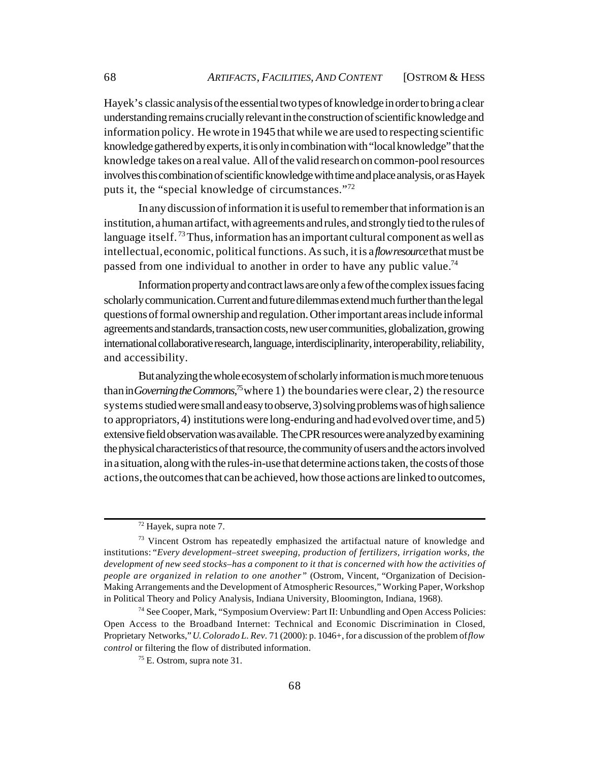Hayek's classic analysis of the essential two types of knowledge in order to bring a clear understanding remains crucially relevant in the construction of scientific knowledge and information policy. He wrote in 1945 that while we are used to respecting scientific knowledge gathered by experts, it is only in combination with "local knowledge" that the knowledge takes on a real value. All of the valid research on common-pool resources involves this combination of scientific knowledge with time and place analysis, or as Hayek puts it, the "special knowledge of circumstances."[72]

In any discussion of information it is useful to remember that information is an institution, a human artifact, with agreements and rules, and strongly tied to the rules of language itself.[73] Thus, information has an important cultural component as well as intellectual, economic, political functions. As such, it is a *flow resource* that must be passed from one individual to another in order to have any public value.[74]

Information property and contract laws are only a few of the complex issues facing scholarly communication. Current and future dilemmas extend much further than the legal questions of formal ownership and regulation. Other important areas include informal agreements and standards, transaction costs, new user communities, globalization, growing international collaborative research, language, interdisciplinarity, interoperability, reliability, and accessibility.

But analyzing the whole ecosystem of scholarly information is much more tenuous than in *Governing the Commons*,[75] where 1) the boundaries were clear, 2) the resource systems studied were small and easy to observe, 3) solving problems was of high salience to appropriators, 4) institutions were long-enduring and had evolved over time, and 5) extensive field observation was available. The CPR resources were analyzed by examining the physical characteristics of that resource, the community of users and the actors involved in a situation, along with the rules-in-use that determine actions taken, the costs of those actions, the outcomes that can be achieved, how those actions are linked to outcomes,

---

[72] Hayek, supra note 7.

[73] Vincent Ostrom has repeatedly emphasized the artifactual nature of knowledge and institutions: "*Every development–street sweeping, production of fertilizers, irrigation works, the development of new seed stocks–has a component to it that is concerned with how the activities of people are organized in relation to one another*" (Ostrom, Vincent, "Organization of Decision-Making Arrangements and the Development of Atmospheric Resources," Working Paper, Workshop in Political Theory and Policy Analysis, Indiana University, Bloomington, Indiana, 1968).

[74] See Cooper, Mark, "Symposium Overview: Part II: Unbundling and Open Access Policies: Open Access to the Broadband Internet: Technical and Economic Discrimination in Closed, Proprietary Networks," *U. Colorado L. Rev*. 71 (2000): p. 1046+, for a discussion of the problem of *flow control* or filtering the flow of distributed information.

[75] E. Ostrom, supra note 31.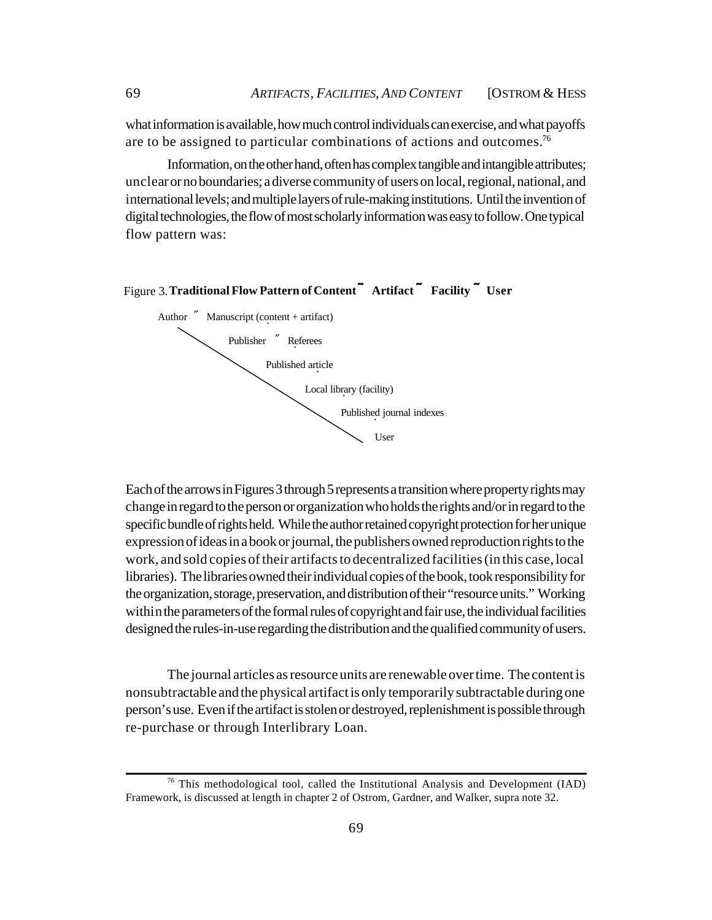what information is available, how much control individuals can exercise, and what payoffs are to be assigned to particular combinations of actions and outcomes.[76]

Information, on the other hand, often has complex tangible and intangible attributes; unclear or no boundaries; a diverse community of users on local, regional, national, and international levels; and multiple layers of rule-making institutions. Until the invention of digital technologies, the flow of most scholarly information was easy to follow. One typical flow pattern was:

Figure 3. **Traditional Flow Pattern of Content ˜ Artifact ˜ Facility ˜ User**

Author ˝ Manuscript (content + artifact)

Publisher ˝ Referees

Published article

Local library (facility)

Published journal indexes

User

Each of the arrows in Figures 3 through 5 represents a transition where property rights may change in regard to the person or organization who holds the rights and/or in regard to the specific bundle of rights held. While the author retained copyright protection for her unique expression of ideas in a book or journal, the publishers owned reproduction rights to the work, and sold copies of their artifacts to decentralized facilities (in this case, local libraries). The libraries owned their individual copies of the book, took responsibility for the organization, storage, preservation, and distribution of their "resource units." Working within the parameters of the formal rules of copyright and fair use, the individual facilities designed the rules-in-use regarding the distribution and the qualified community of users.

The journal articles as resource units are renewable over time. The content is nonsubtractable and the physical artifact is only temporarily subtractable during one person's use. Even if the artifact is stolen or destroyed, replenishment is possible through re-purchase or through Interlibrary Loan.

[76] This methodological tool, called the Institutional Analysis and Development (IAD) Framework, is discussed at length in chapter 2 of Ostrom, Gardner, and Walker, supra note 32.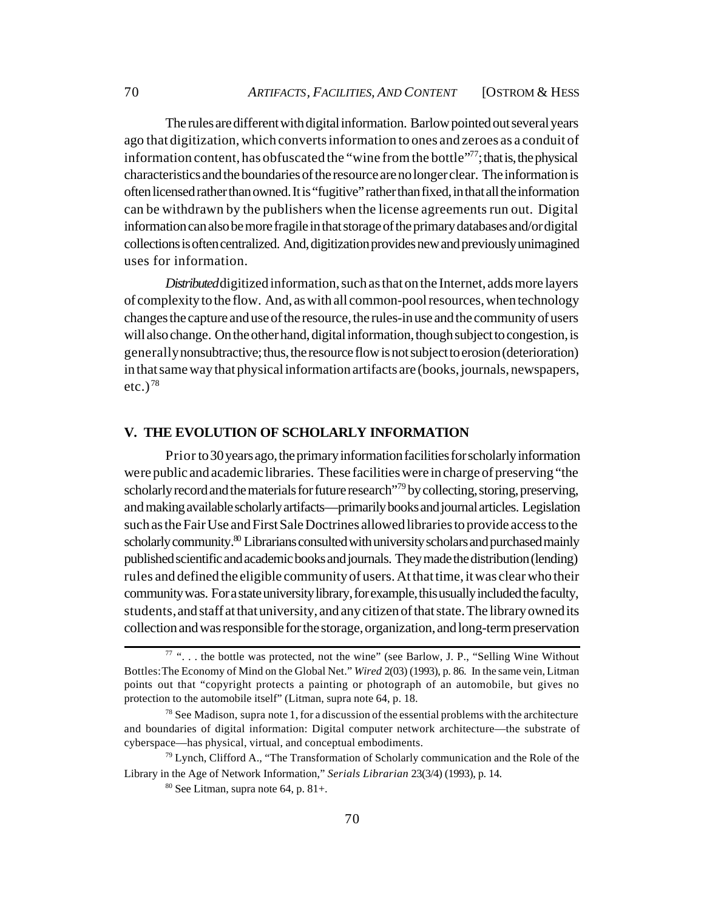The rules are different with digital information. Barlow pointed out several years ago that digitization, which converts information to ones and zeroes as a conduit of information content, has obfuscated the "wine from the bottle"[77]; that is, the physical characteristics and the boundaries of the resource are no longer clear. The information is often licensed rather than owned. It is "fugitive" rather than fixed, in that all the information can be withdrawn by the publishers when the license agreements run out. Digital information can also be more fragile in that storage of the primary databases and/or digital collections is often centralized. And, digitization provides new and previously unimagined uses for information.

*Distributed* digitized information, such as that on the Internet, adds more layers of complexity to the flow. And, as with all common-pool resources, when technology changes the capture and use of the resource, the rules-in use and the community of users will also change. On the other hand, digital information, though subject to congestion, is generally nonsubtractive; thus, the resource flow is not subject to erosion (deterioration) in that same way that physical information artifacts are (books, journals, newspapers, etc.)[78]

## V. THE EVOLUTION OF SCHOLARLY INFORMATION

Prior to 30 years ago, the primary information facilities for scholarly information were public and academic libraries. These facilities were in charge of preserving "the scholarly record and the materials for future research"[79] by collecting, storing, preserving, and making available scholarly artifacts—primarily books and journal articles. Legislation such as the Fair Use and First Sale Doctrines allowed libraries to provide access to the scholarly community.[80] Librarians consulted with university scholars and purchased mainly published scientific and academic books and journals. They made the distribution (lending) rules and defined the eligible community of users. At that time, it was clear who their community was. For a state university library, for example, this usually included the faculty, students, and staff at that university, and any citizen of that state. The library owned its collection and was responsible for the storage, organization, and long-term preservation

---

[77] ". . . the bottle was protected, not the wine" (see Barlow, J. P., "Selling Wine Without Bottles: The Economy of Mind on the Global Net." *Wired* 2(03) (1993), p. 86. In the same vein, Litman points out that "copyright protects a painting or photograph of an automobile, but gives no protection to the automobile itself" (Litman, supra note 64, p. 18.

[78] See Madison, supra note 1, for a discussion of the essential problems with the architecture and boundaries of digital information: Digital computer network architecture—the substrate of cyberspace—has physical, virtual, and conceptual embodiments.

[79] Lynch, Clifford A., "The Transformation of Scholarly communication and the Role of the Library in the Age of Network Information," *Serials Librarian* 23(3/4) (1993), p. 14.

[80] See Litman, supra note 64, p. 81+.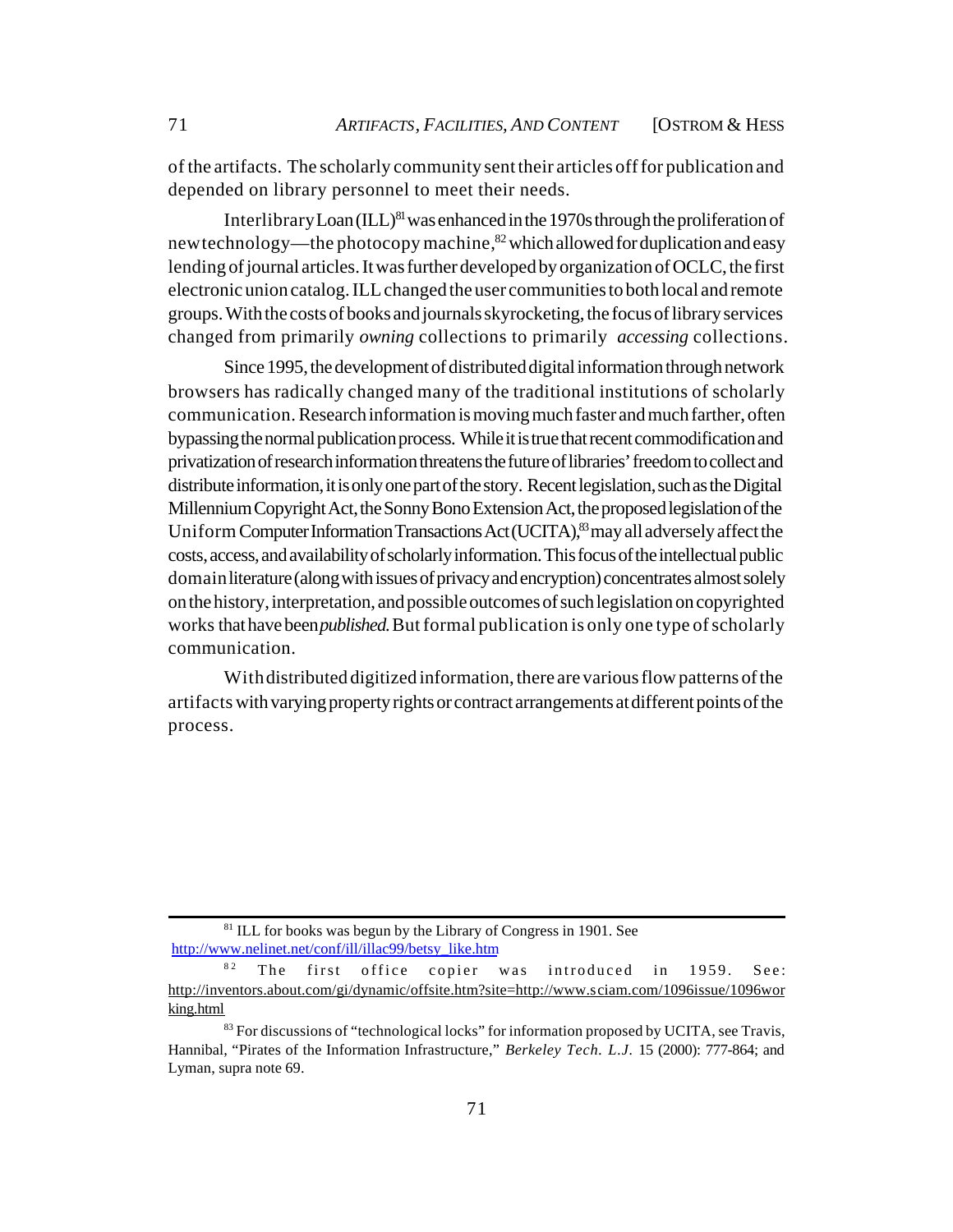of the artifacts. The scholarly community sent their articles off for publication and depended on library personnel to meet their needs.

Interlibrary Loan (ILL)[81] was enhanced in the 1970s through the proliferation of new technology—the photocopy machine,[82] which allowed for duplication and easy lending of journal articles. It was further developed by organization of OCLC, the first electronic union catalog. ILL changed the user communities to both local and remote groups. With the costs of books and journals skyrocketing, the focus of library services changed from primarily *owning* collections to primarily *accessing* collections.

Since 1995, the development of distributed digital information through network browsers has radically changed many of the traditional institutions of scholarly communication. Research information is moving much faster and much farther, often bypassing the normal publication process. While it is true that recent commodification and privatization of research information threatens the future of libraries' freedom to collect and distribute information, it is only one part of the story. Recent legislation, such as the Digital Millennium Copyright Act, the Sonny Bono Extension Act, the proposed legislation of the Uniform Computer Information Transactions Act (UCITA),[83] may all adversely affect the costs, access, and availability of scholarly information. This focus of the intellectual public domain literature (along with issues of privacy and encryption) concentrates almost solely on the history, interpretation, and possible outcomes of such legislation on copyrighted works that have been *published*. But formal publication is only one type of scholarly communication.

With distributed digitized information, there are various flow patterns of the artifacts with varying property rights or contract arrangements at different points of the process.

---

[81] ILL for books was begun by the Library of Congress in 1901. See http://www.nelinet.net/conf/ill/illac99/betsy_like.htm

[82] The first office copier was introduced in 1959. See: http://inventors.about.com/gi/dynamic/offsite.htm?site=http://www.sciam.com/1096issue/1096working.html

[83] For discussions of "technological locks" for information proposed by UCITA, see Travis, Hannibal, "Pirates of the Information Infrastructure," *Berkeley Tech. L.J.* 15 (2000): 777-864; and Lyman, supra note 69.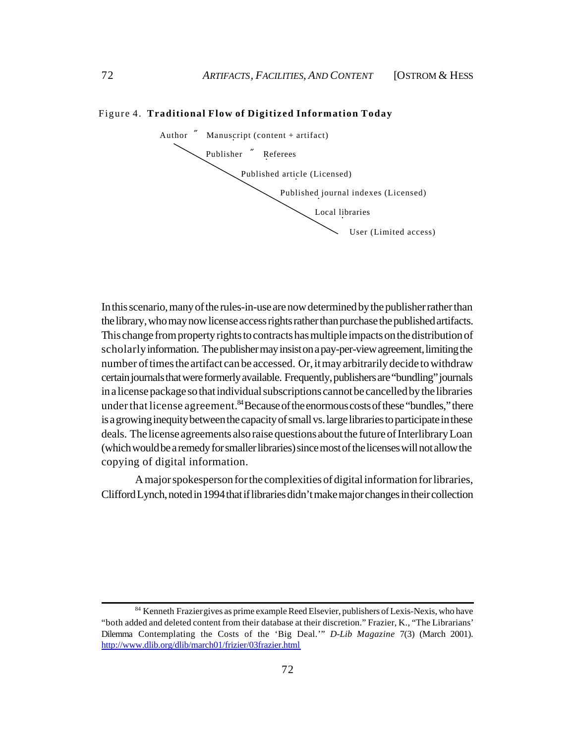Figure 4. **Traditional Flow of Digitized Information Today**

Author ″ Manuscript (content + artifact)

Publisher ″ Referees

Published article (Licensed)

Published journal indexes (Licensed)

Local libraries

User (Limited access)

In this scenario, many of the rules-in-use are now determined by the publisher rather than the library, who may now license access rights rather than purchase the published artifacts. This change from property rights to contracts has multiple impacts on the distribution of scholarly information. The publisher may insist on a pay-per-view agreement, limiting the number of times the artifact can be accessed. Or, it may arbitrarily decide to withdraw certain journals that were formerly available. Frequently, publishers are "bundling" journals in a license package so that individual subscriptions cannot be cancelled by the libraries under that license agreement.[84] Because of the enormous costs of these "bundles," there is a growing inequity between the capacity of small vs. large libraries to participate in these deals. The license agreements also raise questions about the future of Interlibrary Loan (which would be a remedy for smaller libraries) since most of the licenses will not allow the copying of digital information.

A major spokesperson for the complexities of digital information for libraries, Clifford Lynch, noted in 1994 that if libraries didn't make major changes in their collection

[84] Kenneth Frazier gives as prime example Reed Elsevier, publishers of Lexis-Nexis, who have "both added and deleted content from their database at their discretion." Frazier, K., "The Librarians' Dilemma Contemplating the Costs of the 'Big Deal.'" *D-Lib Magazine* 7(3) (March 2001). http://www.dlib.org/dlib/march01/frizier/03frazier.html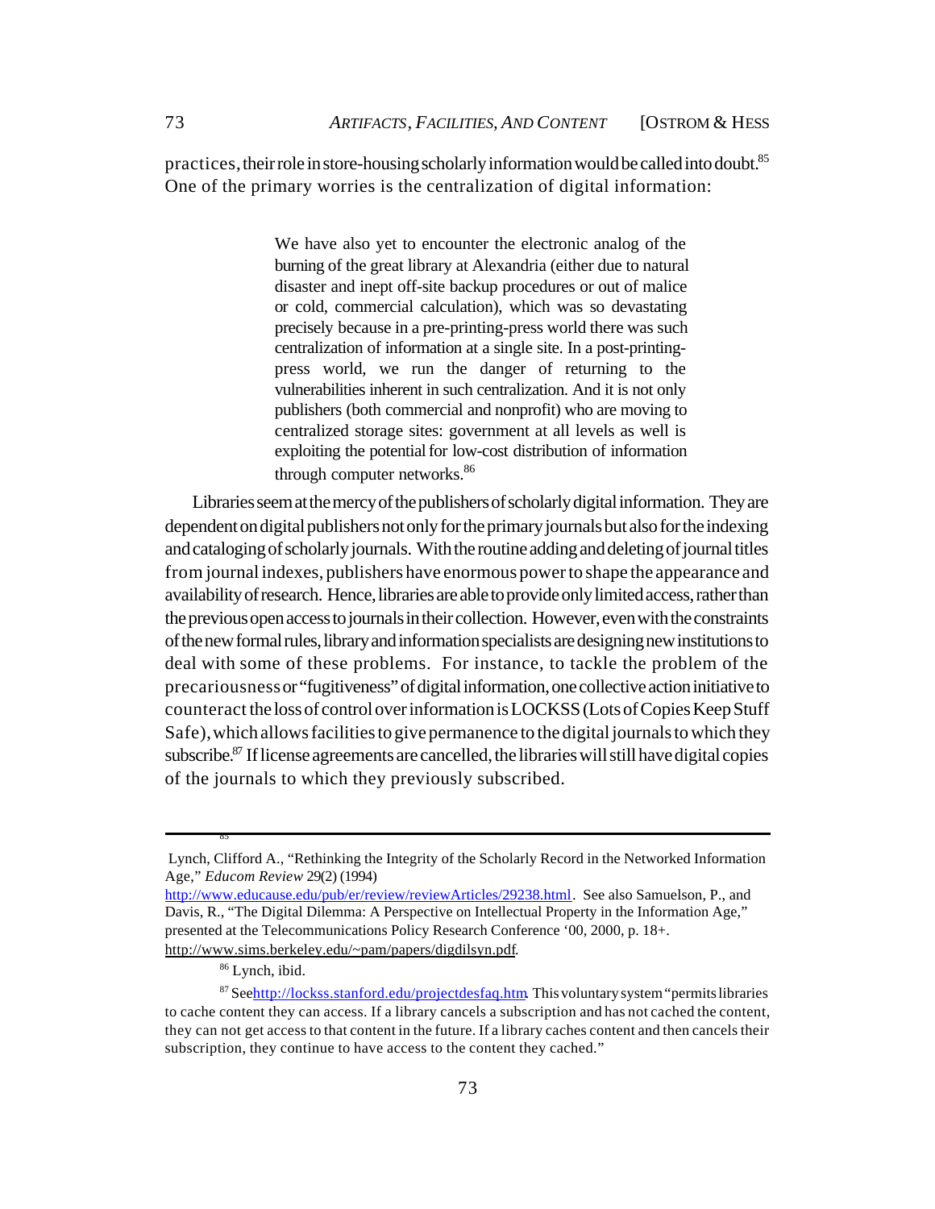practices, their role in store-housing scholarly information would be called into doubt.[85] One of the primary worries is the centralization of digital information:

> We have also yet to encounter the electronic analog of the burning of the great library at Alexandria (either due to natural disaster and inept off-site backup procedures or out of malice or cold, commercial calculation), which was so devastating precisely because in a pre-printing-press world there was such centralization of information at a single site. In a post-printing-press world, we run the danger of returning to the vulnerabilities inherent in such centralization. And it is not only publishers (both commercial and nonprofit) who are moving to centralized storage sites: government at all levels as well is exploiting the potential for low-cost distribution of information through computer networks.[86]

Libraries seem at the mercy of the publishers of scholarly digital information. They are dependent on digital publishers not only for the primary journals but also for the indexing and cataloging of scholarly journals. With the routine adding and deleting of journal titles from journal indexes, publishers have enormous power to shape the appearance and availability of research. Hence, libraries are able to provide only limited access, rather than the previous open access to journals in their collection. However, even with the constraints of the new formal rules, library and information specialists are designing new institutions to deal with some of these problems. For instance, to tackle the problem of the precariousness or "fugitiveness" of digital information, one collective action initiative to counteract the loss of control over information is LOCKSS (Lots of Copies Keep Stuff Safe), which allows facilities to give permanence to the digital journals to which they subscribe.[87] If license agreements are cancelled, the libraries will still have digital copies of the journals to which they previously subscribed.

---

[85] Lynch, Clifford A., "Rethinking the Integrity of the Scholarly Record in the Networked Information Age," *Educom Review* 29(2) (1994) http://www.educause.edu/pub/er/review/reviewArticles/29238.html. See also Samuelson, P., and Davis, R., "The Digital Dilemma: A Perspective on Intellectual Property in the Information Age," presented at the Telecommunications Policy Research Conference '00, 2000, p. 18+. http://www.sims.berkeley.edu/~pam/papers/digdilsyn.pdf.

[86] Lynch, ibid.

[87] See http://lockss.stanford.edu/projectdesfaq.htm. This voluntary system "permits libraries to cache content they can access. If a library cancels a subscription and has not cached the content, they can not get access to that content in the future. If a library caches content and then cancels their subscription, they continue to have access to the content they cached."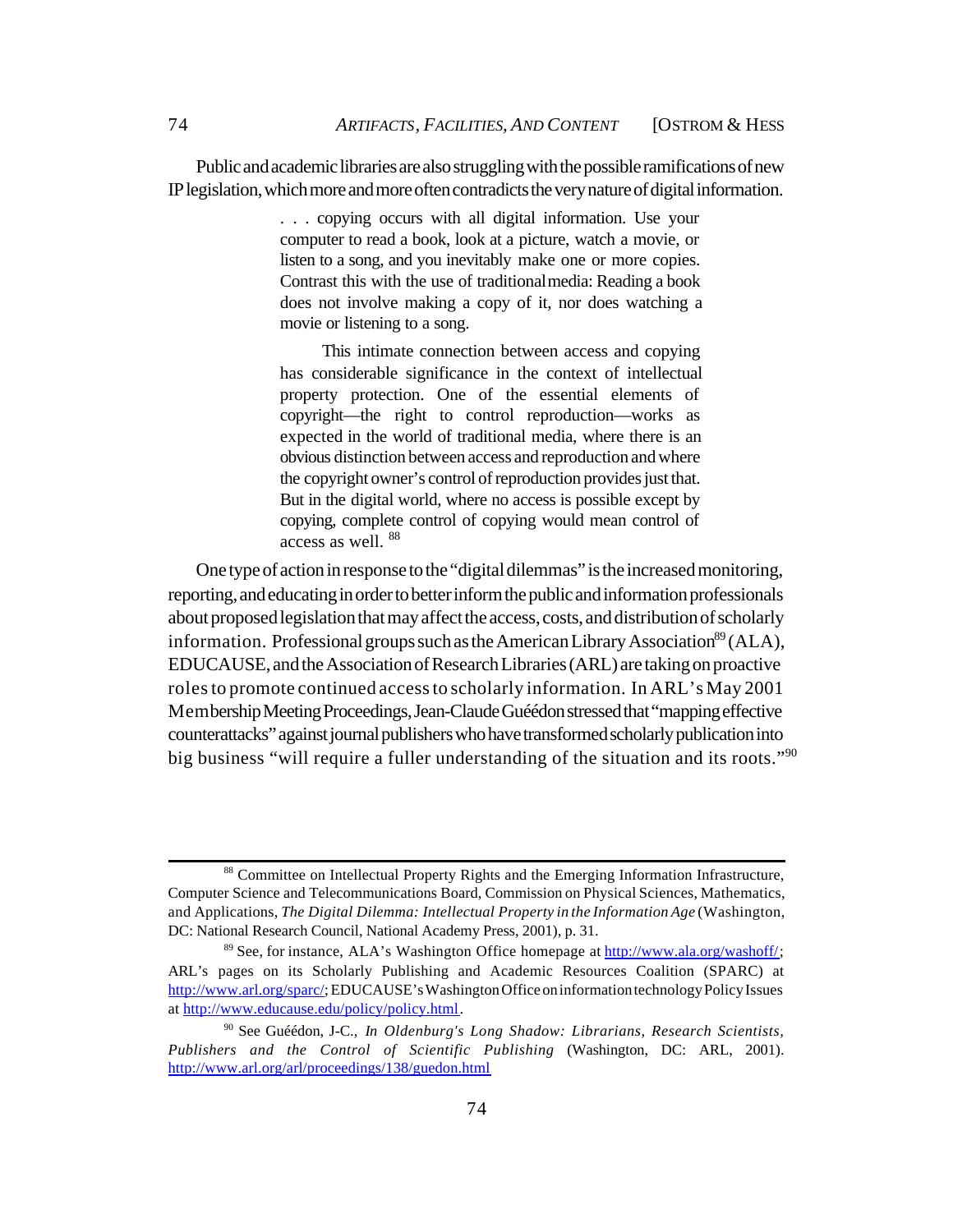Public and academic libraries are also struggling with the possible ramifications of new IP legislation, which more and more often contradicts the very nature of digital information.

> . . . copying occurs with all digital information. Use your computer to read a book, look at a picture, watch a movie, or listen to a song, and you inevitably make one or more copies. Contrast this with the use of traditional media: Reading a book does not involve making a copy of it, nor does watching a movie or listening to a song.
>
> This intimate connection between access and copying has considerable significance in the context of intellectual property protection. One of the essential elements of copyright—the right to control reproduction—works as expected in the world of traditional media, where there is an obvious distinction between access and reproduction and where the copyright owner's control of reproduction provides just that. But in the digital world, where no access is possible except by copying, complete control of copying would mean control of access as well. [88]

One type of action in response to the "digital dilemmas" is the increased monitoring, reporting, and educating in order to better inform the public and information professionals about proposed legislation that may affect the access, costs, and distribution of scholarly information. Professional groups such as the American Library Association[89] (ALA), EDUCAUSE, and the Association of Research Libraries (ARL) are taking on proactive roles to promote continued access to scholarly information. In ARL's May 2001 Membership Meeting Proceedings, Jean-Claude Guéédon stressed that "mapping effective counterattacks" against journal publishers who have transformed scholarly publication into big business "will require a fuller understanding of the situation and its roots."[90]

---

[88] Committee on Intellectual Property Rights and the Emerging Information Infrastructure, Computer Science and Telecommunications Board, Commission on Physical Sciences, Mathematics, and Applications, *The Digital Dilemma: Intellectual Property in the Information Age* (Washington, DC: National Research Council, National Academy Press, 2001), p. 31.

[89] See, for instance, ALA's Washington Office homepage at http://www.ala.org/washoff/; ARL's pages on its Scholarly Publishing and Academic Resources Coalition (SPARC) at http://www.arl.org/sparc/; EDUCAUSE's Washington Office on information technology Policy Issues at http://www.educause.edu/policy/policy.html.

[90] See Guéédon, J-C., *In Oldenburg's Long Shadow: Librarians, Research Scientists, Publishers and the Control of Scientific Publishing* (Washington, DC: ARL, 2001). http://www.arl.org/arl/proceedings/138/guedon.html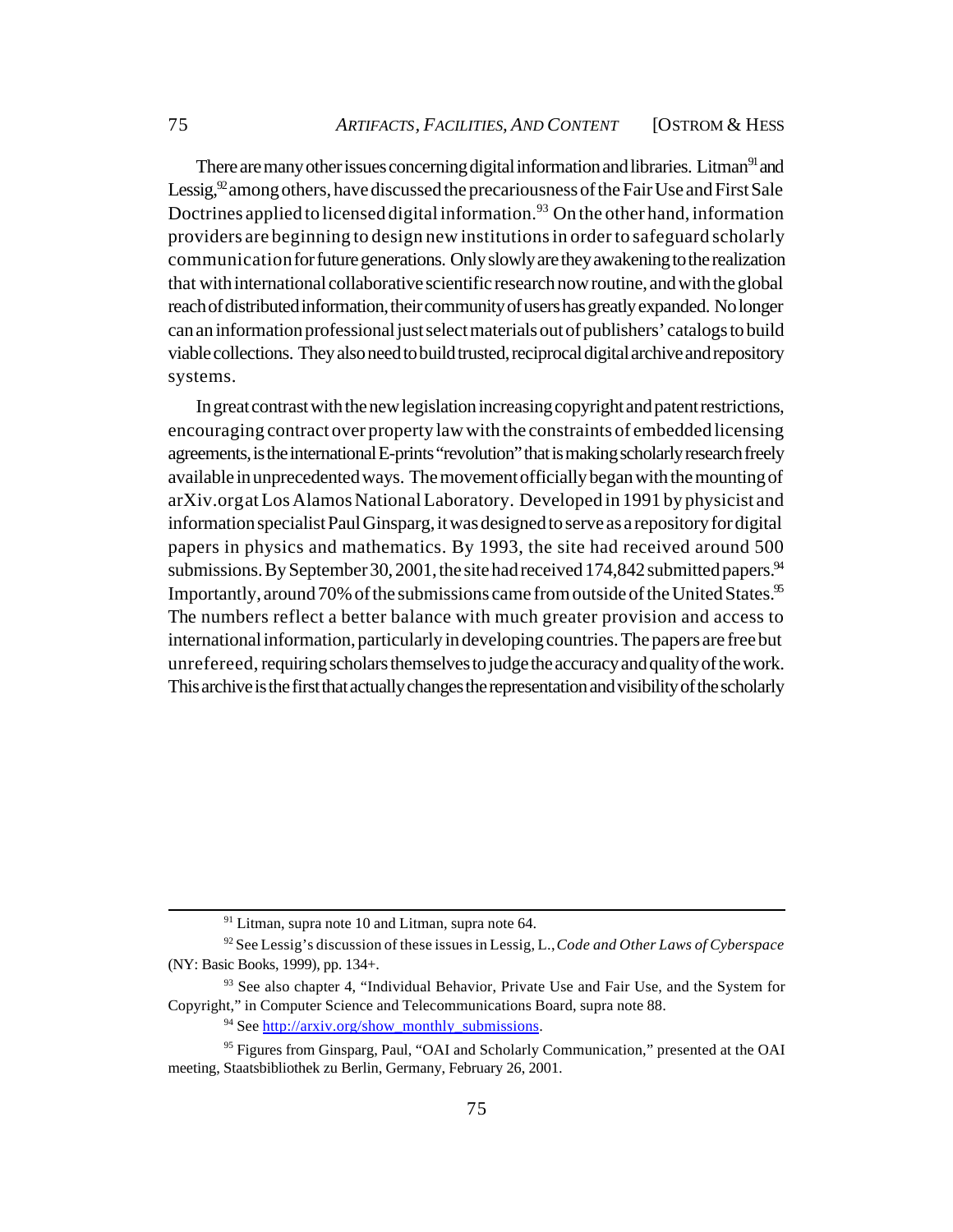There are many other issues concerning digital information and libraries. Litman[91] and Lessig,[92] among others, have discussed the precariousness of the Fair Use and First Sale Doctrines applied to licensed digital information.[93] On the other hand, information providers are beginning to design new institutions in order to safeguard scholarly communication for future generations. Only slowly are they awakening to the realization that with international collaborative scientific research now routine, and with the global reach of distributed information, their community of users has greatly expanded. No longer can an information professional just select materials out of publishers' catalogs to build viable collections. They also need to build trusted, reciprocal digital archive and repository systems.

In great contrast with the new legislation increasing copyright and patent restrictions, encouraging contract over property law with the constraints of embedded licensing agreements, is the international E-prints "revolution" that is making scholarly research freely available in unprecedented ways. The movement officially began with the mounting of arXiv.org at Los Alamos National Laboratory. Developed in 1991 by physicist and information specialist Paul Ginsparg, it was designed to serve as a repository for digital papers in physics and mathematics. By 1993, the site had received around 500 submissions. By September 30, 2001, the site had received 174,842 submitted papers.[94] Importantly, around 70% of the submissions came from outside of the United States.[95] The numbers reflect a better balance with much greater provision and access to international information, particularly in developing countries. The papers are free but unrefereed, requiring scholars themselves to judge the accuracy and quality of the work. This archive is the first that actually changes the representation and visibility of the scholarly

---

[91] Litman, supra note 10 and Litman, supra note 64.

[92] See Lessig's discussion of these issues in Lessig, L., *Code and Other Laws of Cyberspace* (NY: Basic Books, 1999), pp. 134+.

[93] See also chapter 4, "Individual Behavior, Private Use and Fair Use, and the System for Copyright," in Computer Science and Telecommunications Board, supra note 88.

[94] See http://arxiv.org/show_monthly_submissions.

[95] Figures from Ginsparg, Paul, "OAI and Scholarly Communication," presented at the OAI meeting, Staatsbibliothek zu Berlin, Germany, February 26, 2001.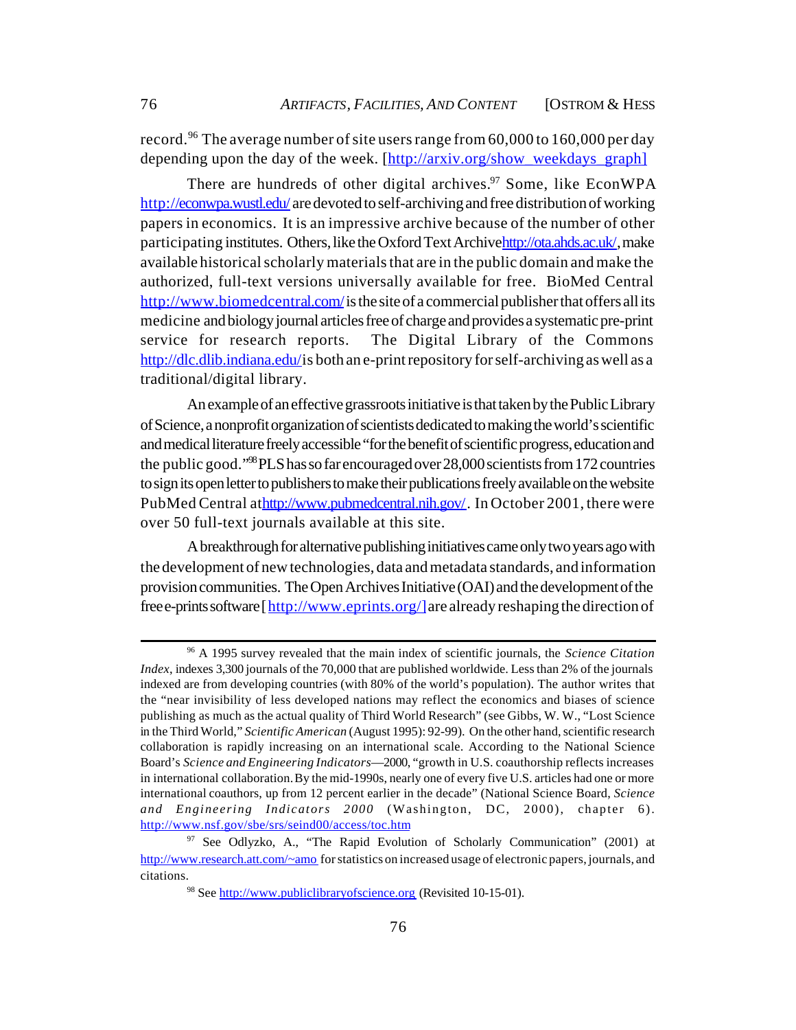record.[96] The average number of site users range from 60,000 to 160,000 per day depending upon the day of the week. [http://arxiv.org/show_weekdays_graph]

There are hundreds of other digital archives.[97] Some, like EconWPA http://econwpa.wustl.edu/ are devoted to self-archiving and free distribution of working papers in economics. It is an impressive archive because of the number of other participating institutes. Others, like the Oxford Text Archive http://ota.ahds.ac.uk/, make available historical scholarly materials that are in the public domain and make the authorized, full-text versions universally available for free. BioMed Central http://www.biomedcentral.com/ is the site of a commercial publisher that offers all its medicine and biology journal articles free of charge and provides a systematic pre-print service for research reports. The Digital Library of the Commons http://dlc.dlib.indiana.edu/ is both an e-print repository for self-archiving as well as a traditional/digital library.

An example of an effective grassroots initiative is that taken by the Public Library of Science, a nonprofit organization of scientists dedicated to making the world's scientific and medical literature freely accessible "for the benefit of scientific progress, education and the public good."[98] PLS has so far encouraged over 28,000 scientists from 172 countries to sign its open letter to publishers to make their publications freely available on the website PubMed Central at http://www.pubmedcentral.nih.gov/. In October 2001, there were over 50 full-text journals available at this site.

A breakthrough for alternative publishing initiatives came only two years ago with the development of new technologies, data and metadata standards, and information provision communities. The Open Archives Initiative (OAI) and the development of the free e-prints software [http://www.eprints.org/] are already reshaping the direction of

---

[96] A 1995 survey revealed that the main index of scientific journals, the *Science Citation Index*, indexes 3,300 journals of the 70,000 that are published worldwide. Less than 2% of the journals indexed are from developing countries (with 80% of the world's population). The author writes that the "near invisibility of less developed nations may reflect the economics and biases of science publishing as much as the actual quality of Third World Research" (see Gibbs, W. W., "Lost Science in the Third World," *Scientific American* (August 1995): 92-99). On the other hand, scientific research collaboration is rapidly increasing on an international scale. According to the National Science Board's *Science and Engineering Indicators*—2000, "growth in U.S. coauthorship reflects increases in international collaboration. By the mid-1990s, nearly one of every five U.S. articles had one or more international coauthors, up from 12 percent earlier in the decade" (National Science Board, *Science and Engineering Indicators 2000* (Washington, DC, 2000), chapter 6). http://www.nsf.gov/sbe/srs/seind00/access/toc.htm

[97] See Odlyzko, A., "The Rapid Evolution of Scholarly Communication" (2001) at http://www.research.att.com/~amo for statistics on increased usage of electronic papers, journals, and citations.

[98] See http://www.publiclibraryofscience.org (Revisited 10-15-01).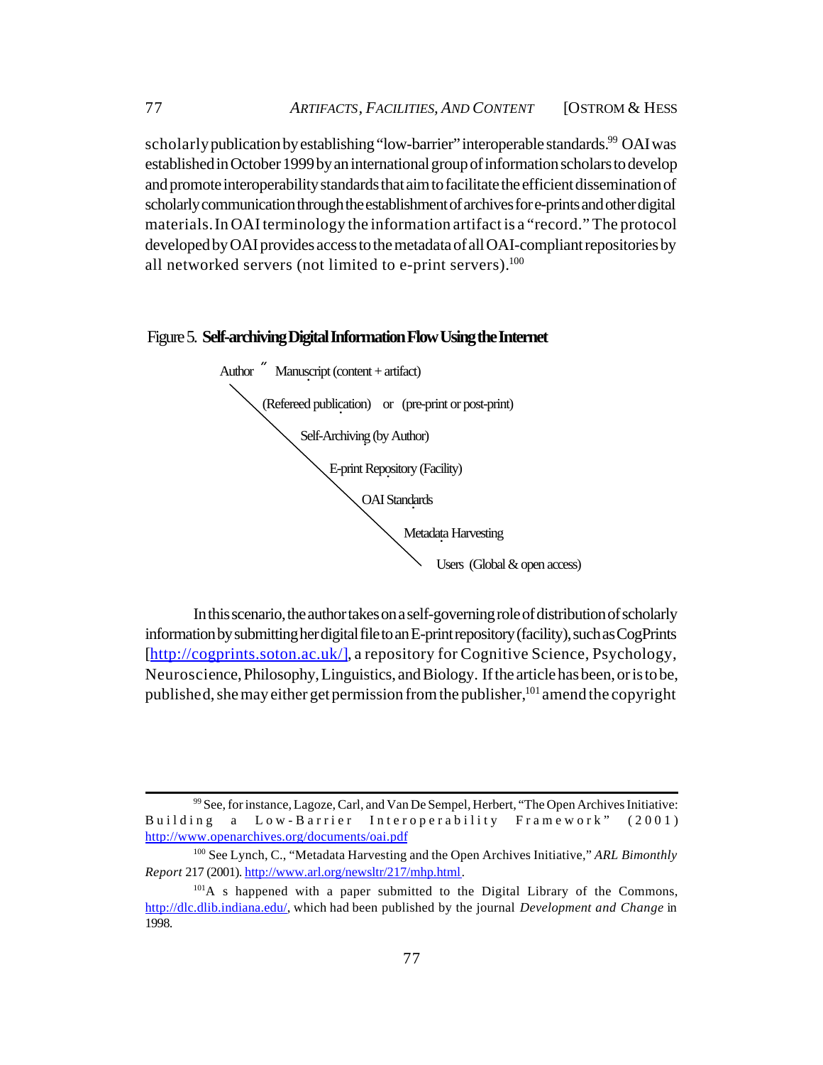scholarly publication by establishing "low-barrier" interoperable standards.[99] OAI was established in October 1999 by an international group of information scholars to develop and promote interoperability standards that aim to facilitate the efficient dissemination of scholarly communication through the establishment of archives for e-prints and other digital materials. In OAI terminology the information artifact is a "record." The protocol developed by OAI provides access to the metadata of all OAI-compliant repositories by all networked servers (not limited to e-print servers).[100]

Figure 5. **Self-archiving Digital Information Flow Using the Internet**

Author ˝ Manuscript (content + artifact)

(Refereed publication) or (pre-print or post-print)

Self-Archiving (by Author)

E-print Repository (Facility)

OAI Standards

Metadata Harvesting

Users (Global & open access)

In this scenario, the author takes on a self-governing role of distribution of scholarly information by submitting her digital file to an E-print repository (facility), such as CogPrints [http://cogprints.soton.ac.uk/], a repository for Cognitive Science, Psychology, Neuroscience, Philosophy, Linguistics, and Biology. If the article has been, or is to be, published, she may either get permission from the publisher,[101] amend the copyright

---

[99] See, for instance, Lagoze, Carl, and Van De Sempel, Herbert, "The Open Archives Initiative: Building a Low-Barrier Interoperability Framework" (2001) http://www.openarchives.org/documents/oai.pdf

[100] See Lynch, C., "Metadata Harvesting and the Open Archives Initiative," *ARL Bimonthly Report* 217 (2001). http://www.arl.org/newsltr/217/mhp.html.

[101] As happened with a paper submitted to the Digital Library of the Commons, http://dlc.dlib.indiana.edu/, which had been published by the journal *Development and Change* in 1998.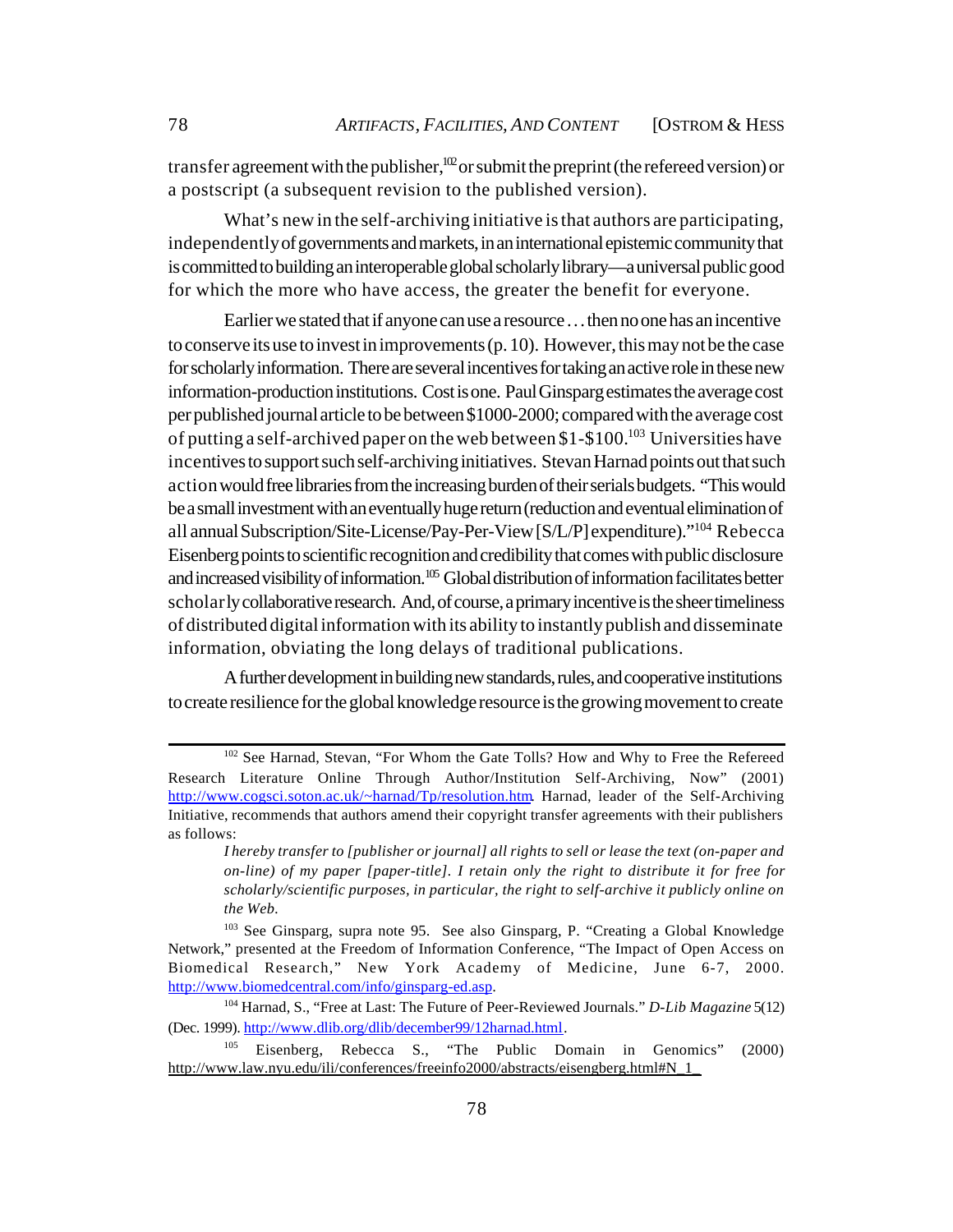transfer agreement with the publisher,[102] or submit the preprint (the refereed version) or a postscript (a subsequent revision to the published version).

What's new in the self-archiving initiative is that authors are participating, independently of governments and markets, in an international epistemic community that is committed to building an interoperable global scholarly library—a universal public good for which the more who have access, the greater the benefit for everyone.

Earlier we stated that if anyone can use a resource . . . then no one has an incentive to conserve its use to invest in improvements (p. 10). However, this may not be the case for scholarly information. There are several incentives for taking an active role in these new information-production institutions. Cost is one. Paul Ginsparg estimates the average cost per published journal article to be between $1000-2000; compared with the average cost of putting a self-archived paper on the web between $1-$100.[103] Universities have incentives to support such self-archiving initiatives. Stevan Harnad points out that such action would free libraries from the increasing burden of their serials budgets. "This would be a small investment with an eventually huge return (reduction and eventual elimination of all annual Subscription/Site-License/Pay-Per-View [S/L/P] expenditure)."[104] Rebecca Eisenberg points to scientific recognition and credibility that comes with public disclosure and increased visibility of information.[105] Global distribution of information facilitates better scholarly collaborative research. And, of course, a primary incentive is the sheer timeliness of distributed digital information with its ability to instantly publish and disseminate information, obviating the long delays of traditional publications.

A further development in building new standards, rules, and cooperative institutions to create resilience for the global knowledge resource is the growing movement to create

---

[102] See Harnad, Stevan, "For Whom the Gate Tolls? How and Why to Free the Refereed Research Literature Online Through Author/Institution Self-Archiving, Now" (2001) http://www.cogsci.soton.ac.uk/~harnad/Tp/resolution.htm. Harnad, leader of the Self-Archiving Initiative, recommends that authors amend their copyright transfer agreements with their publishers as follows:

> *I hereby transfer to [publisher or journal] all rights to sell or lease the text (on-paper and on-line) of my paper [paper-title]. I retain only the right to distribute it for free for scholarly/scientific purposes, in particular, the right to self-archive it publicly online on the Web.*

[103] See Ginsparg, supra note 95. See also Ginsparg, P. "Creating a Global Knowledge Network," presented at the Freedom of Information Conference, "The Impact of Open Access on Biomedical Research," New York Academy of Medicine, June 6-7, 2000. http://www.biomedcentral.com/info/ginsparg-ed.asp.

[104] Harnad, S., "Free at Last: The Future of Peer-Reviewed Journals." *D-Lib Magazine* 5(12) (Dec. 1999). http://www.dlib.org/dlib/december99/12harnad.html.

[105] Eisenberg, Rebecca S., "The Public Domain in Genomics" (2000) http://www.law.nyu.edu/ili/conferences/freeinfo2000/abstracts/eisengberg.html#N_1_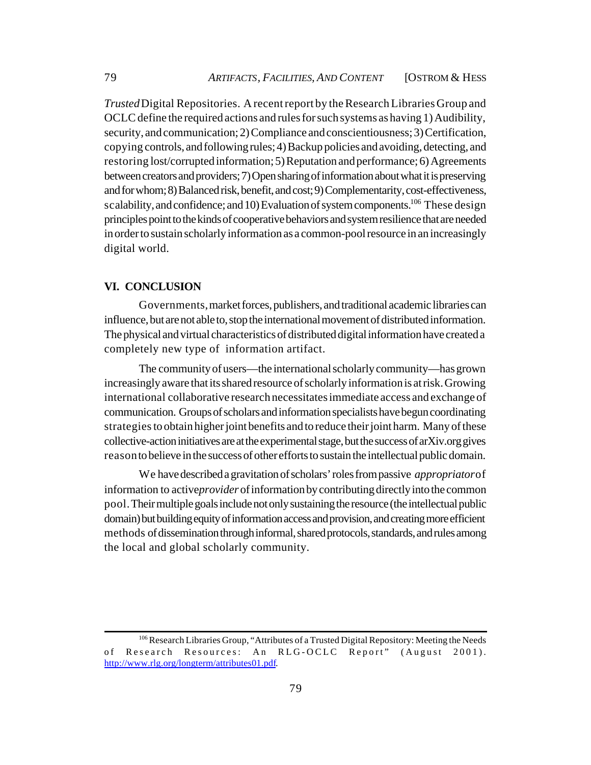*Trusted* Digital Repositories. A recent report by the Research Libraries Group and OCLC define the required actions and rules for such systems as having 1) Audibility, security, and communication; 2) Compliance and conscientiousness; 3) Certification, copying controls, and following rules; 4) Backup policies and avoiding, detecting, and restoring lost/corrupted information; 5) Reputation and performance; 6) Agreements between creators and providers; 7) Open sharing of information about what it is preserving and for whom; 8) Balanced risk, benefit, and cost; 9) Complementarity, cost-effectiveness, scalability, and confidence; and 10) Evaluation of system components.[106] These design principles point to the kinds of cooperative behaviors and system resilience that are needed in order to sustain scholarly information as a common-pool resource in an increasingly digital world.

## VI. CONCLUSION

Governments, market forces, publishers, and traditional academic libraries can influence, but are not able to, stop the international movement of distributed information. The physical and virtual characteristics of distributed digital information have created a completely new type of information artifact.

The community of users—the international scholarly community—has grown increasingly aware that its shared resource of scholarly information is at risk. Growing international collaborative research necessitates immediate access and exchange of communication. Groups of scholars and information specialists have begun coordinating strategies to obtain higher joint benefits and to reduce their joint harm. Many of these collective-action initiatives are at the experimental stage, but the success of arXiv.org gives reason to believe in the success of other efforts to sustain the intellectual public domain.

We have described a gravitation of scholars' roles from passive *appropriator* of information to active *provider* of information by contributing directly into the common pool. Their multiple goals include not only sustaining the resource (the intellectual public domain) but building equity of information access and provision, and creating more efficient methods of dissemination through informal, shared protocols, standards, and rules among the local and global scholarly community.

---

[106] Research Libraries Group, "Attributes of a Trusted Digital Repository: Meeting the Needs of Research Resources: An RLG-OCLC Report" (August 2001). http://www.rlg.org/longterm/attributes01.pdf.